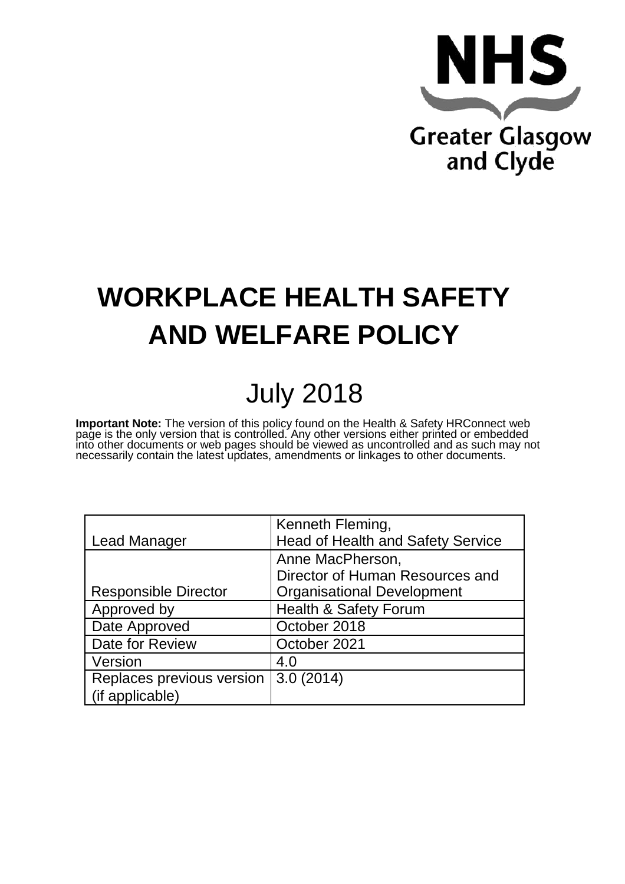NHS

Greater Glasgow and Clyde

# WORKPLACE HEALTH SAFETY AND WELFARE POLICY

## July 2018

**Important Note:** The version of this policy found on the Health & Safety HRConnect web page is the only version that is controlled. Any other versions either printed or embedded into other documents or web pages should be viewed as uncontrolled and as such may not necessarily contain the latest updates, amendments or linkages to other documents.

| | |
|---|---|
| Lead Manager | Kenneth Fleming, Head of Health and Safety Service |
| Responsible Director | Anne MacPherson, Director of Human Resources and Organisational Development |
| Approved by | Health & Safety Forum |
| Date Approved | October 2018 |
| Date for Review | October 2021 |
| Version | 4.0 |
| Replaces previous version (if applicable) | 3.0 (2014) |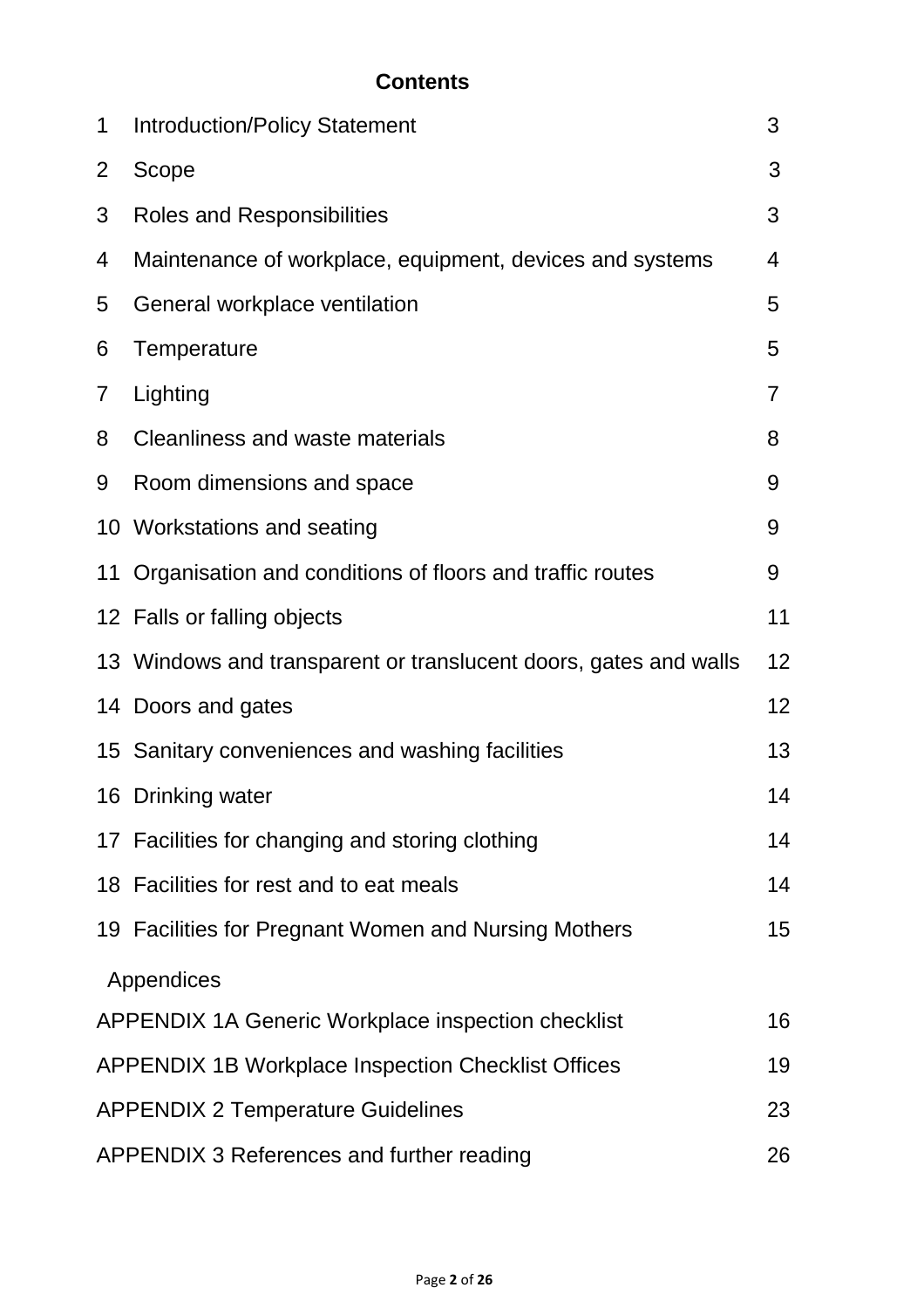## Contents

| | | |
|---|---|---|
| 1 | Introduction/Policy Statement | 3 |
| 2 | Scope | 3 |
| 3 | Roles and Responsibilities | 3 |
| 4 | Maintenance of workplace, equipment, devices and systems | 4 |
| 5 | General workplace ventilation | 5 |
| 6 | Temperature | 5 |
| 7 | Lighting | 7 |
| 8 | Cleanliness and waste materials | 8 |
| 9 | Room dimensions and space | 9 |
| 10 | Workstations and seating | 9 |
| 11 | Organisation and conditions of floors and traffic routes | 9 |
| 12 | Falls or falling objects | 11 |
| 13 | Windows and transparent or translucent doors, gates and walls | 12 |
| 14 | Doors and gates | 12 |
| 15 | Sanitary conveniences and washing facilities | 13 |
| 16 | Drinking water | 14 |
| 17 | Facilities for changing and storing clothing | 14 |
| 18 | Facilities for rest and to eat meals | 14 |
| 19 | Facilities for Pregnant Women and Nursing Mothers | 15 |

Appendices

| | |
|---|---|
| APPENDIX 1A Generic Workplace inspection checklist | 16 |
| APPENDIX 1B Workplace Inspection Checklist Offices | 19 |
| APPENDIX 2 Temperature Guidelines | 23 |
| APPENDIX 3 References and further reading | 26 |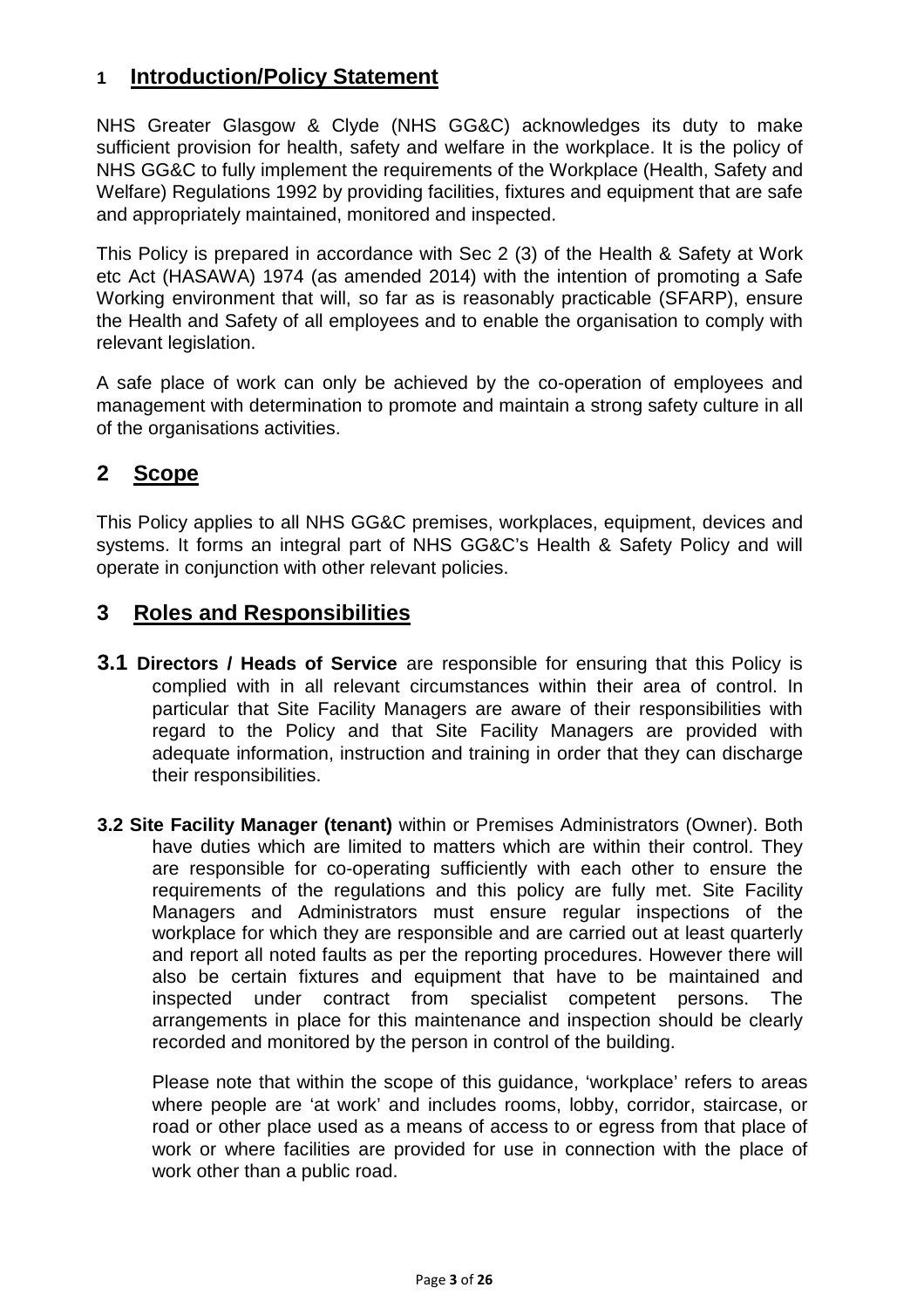## 1 Introduction/Policy Statement

NHS Greater Glasgow & Clyde (NHS GG&C) acknowledges its duty to make sufficient provision for health, safety and welfare in the workplace. It is the policy of NHS GG&C to fully implement the requirements of the Workplace (Health, Safety and Welfare) Regulations 1992 by providing facilities, fixtures and equipment that are safe and appropriately maintained, monitored and inspected.

This Policy is prepared in accordance with Sec 2 (3) of the Health & Safety at Work etc Act (HASAWA) 1974 (as amended 2014) with the intention of promoting a Safe Working environment that will, so far as is reasonably practicable (SFARP), ensure the Health and Safety of all employees and to enable the organisation to comply with relevant legislation.

A safe place of work can only be achieved by the co-operation of employees and management with determination to promote and maintain a strong safety culture in all of the organisations activities.

## 2 Scope

This Policy applies to all NHS GG&C premises, workplaces, equipment, devices and systems. It forms an integral part of NHS GG&C's Health & Safety Policy and will operate in conjunction with other relevant policies.

## 3 Roles and Responsibilities

**3.1 Directors / Heads of Service** are responsible for ensuring that this Policy is complied with in all relevant circumstances within their area of control. In particular that Site Facility Managers are aware of their responsibilities with regard to the Policy and that Site Facility Managers are provided with adequate information, instruction and training in order that they can discharge their responsibilities.

**3.2 Site Facility Manager (tenant)** within or Premises Administrators (Owner). Both have duties which are limited to matters which are within their control. They are responsible for co-operating sufficiently with each other to ensure the requirements of the regulations and this policy are fully met. Site Facility Managers and Administrators must ensure regular inspections of the workplace for which they are responsible and are carried out at least quarterly and report all noted faults as per the reporting procedures. However there will also be certain fixtures and equipment that have to be maintained and inspected under contract from specialist competent persons. The arrangements in place for this maintenance and inspection should be clearly recorded and monitored by the person in control of the building.

Please note that within the scope of this guidance, 'workplace' refers to areas where people are 'at work' and includes rooms, lobby, corridor, staircase, or road or other place used as a means of access to or egress from that place of work or where facilities are provided for use in connection with the place of work other than a public road.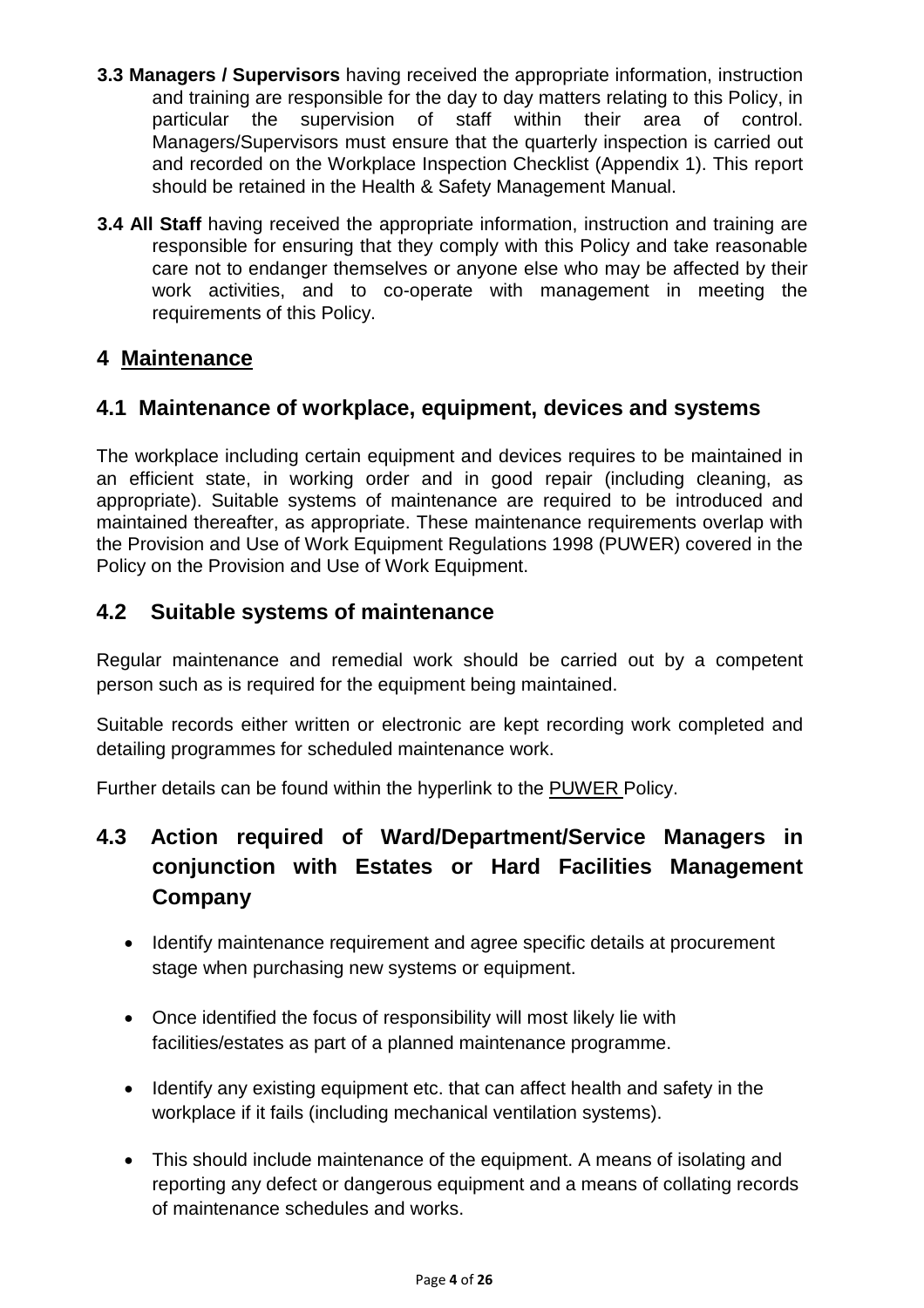**3.3 Managers / Supervisors** having received the appropriate information, instruction and training are responsible for the day to day matters relating to this Policy, in particular the supervision of staff within their area of control. Managers/Supervisors must ensure that the quarterly inspection is carried out and recorded on the Workplace Inspection Checklist (Appendix 1). This report should be retained in the Health & Safety Management Manual.

**3.4 All Staff** having received the appropriate information, instruction and training are responsible for ensuring that they comply with this Policy and take reasonable care not to endanger themselves or anyone else who may be affected by their work activities, and to co-operate with management in meeting the requirements of this Policy.

## 4 Maintenance

## 4.1 Maintenance of workplace, equipment, devices and systems

The workplace including certain equipment and devices requires to be maintained in an efficient state, in working order and in good repair (including cleaning, as appropriate). Suitable systems of maintenance are required to be introduced and maintained thereafter, as appropriate. These maintenance requirements overlap with the Provision and Use of Work Equipment Regulations 1998 (PUWER) covered in the Policy on the Provision and Use of Work Equipment.

## 4.2 Suitable systems of maintenance

Regular maintenance and remedial work should be carried out by a competent person such as is required for the equipment being maintained.

Suitable records either written or electronic are kept recording work completed and detailing programmes for scheduled maintenance work.

Further details can be found within the hyperlink to the PUWER Policy.

## 4.3 Action required of Ward/Department/Service Managers in conjunction with Estates or Hard Facilities Management Company

- Identify maintenance requirement and agree specific details at procurement stage when purchasing new systems or equipment.
- Once identified the focus of responsibility will most likely lie with facilities/estates as part of a planned maintenance programme.
- Identify any existing equipment etc. that can affect health and safety in the workplace if it fails (including mechanical ventilation systems).
- This should include maintenance of the equipment. A means of isolating and reporting any defect or dangerous equipment and a means of collating records of maintenance schedules and works.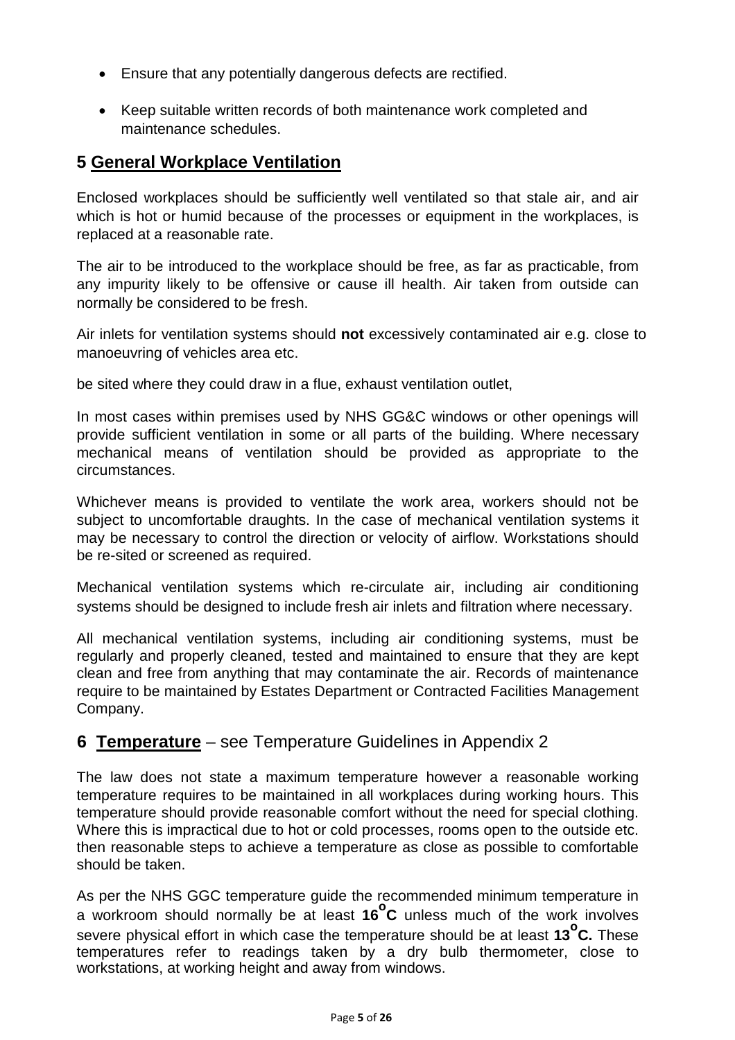- Ensure that any potentially dangerous defects are rectified.
- Keep suitable written records of both maintenance work completed and maintenance schedules.

## 5 General Workplace Ventilation

Enclosed workplaces should be sufficiently well ventilated so that stale air, and air which is hot or humid because of the processes or equipment in the workplaces, is replaced at a reasonable rate.

The air to be introduced to the workplace should be free, as far as practicable, from any impurity likely to be offensive or cause ill health. Air taken from outside can normally be considered to be fresh.

Air inlets for ventilation systems should **not** excessively contaminated air e.g. close to manoeuvring of vehicles area etc.

be sited where they could draw in a flue, exhaust ventilation outlet,

In most cases within premises used by NHS GG&C windows or other openings will provide sufficient ventilation in some or all parts of the building. Where necessary mechanical means of ventilation should be provided as appropriate to the circumstances.

Whichever means is provided to ventilate the work area, workers should not be subject to uncomfortable draughts. In the case of mechanical ventilation systems it may be necessary to control the direction or velocity of airflow. Workstations should be re-sited or screened as required.

Mechanical ventilation systems which re-circulate air, including air conditioning systems should be designed to include fresh air inlets and filtration where necessary.

All mechanical ventilation systems, including air conditioning systems, must be regularly and properly cleaned, tested and maintained to ensure that they are kept clean and free from anything that may contaminate the air. Records of maintenance require to be maintained by Estates Department or Contracted Facilities Management Company.

## 6 Temperature – see Temperature Guidelines in Appendix 2

The law does not state a maximum temperature however a reasonable working temperature requires to be maintained in all workplaces during working hours. This temperature should provide reasonable comfort without the need for special clothing. Where this is impractical due to hot or cold processes, rooms open to the outside etc. then reasonable steps to achieve a temperature as close as possible to comfortable should be taken.

As per the NHS GGC temperature guide the recommended minimum temperature in a workroom should normally be at least **16$^{o}$C** unless much of the work involves severe physical effort in which case the temperature should be at least **13$^{o}$C.** These temperatures refer to readings taken by a dry bulb thermometer, close to workstations, at working height and away from windows.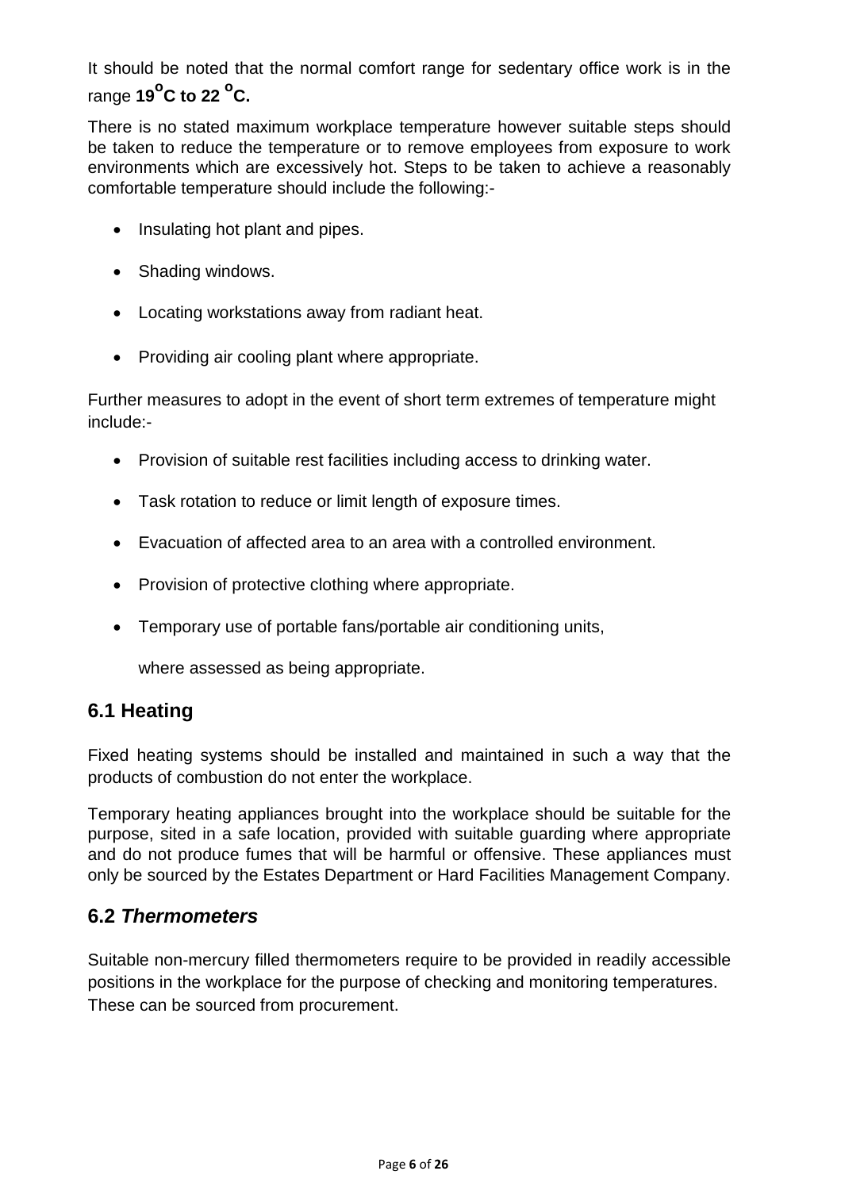It should be noted that the normal comfort range for sedentary office work is in the range **$19^{o}$C to 22 $^{o}$C.**

There is no stated maximum workplace temperature however suitable steps should be taken to reduce the temperature or to remove employees from exposure to work environments which are excessively hot. Steps to be taken to achieve a reasonably comfortable temperature should include the following:-

- Insulating hot plant and pipes.
- Shading windows.
- Locating workstations away from radiant heat.
- Providing air cooling plant where appropriate.

Further measures to adopt in the event of short term extremes of temperature might include:-

- Provision of suitable rest facilities including access to drinking water.
- Task rotation to reduce or limit length of exposure times.
- Evacuation of affected area to an area with a controlled environment.
- Provision of protective clothing where appropriate.
- Temporary use of portable fans/portable air conditioning units,

  where assessed as being appropriate.

## 6.1 Heating

Fixed heating systems should be installed and maintained in such a way that the products of combustion do not enter the workplace.

Temporary heating appliances brought into the workplace should be suitable for the purpose, sited in a safe location, provided with suitable guarding where appropriate and do not produce fumes that will be harmful or offensive. These appliances must only be sourced by the Estates Department or Hard Facilities Management Company.

## 6.2 *Thermometers*

Suitable non-mercury filled thermometers require to be provided in readily accessible positions in the workplace for the purpose of checking and monitoring temperatures. These can be sourced from procurement.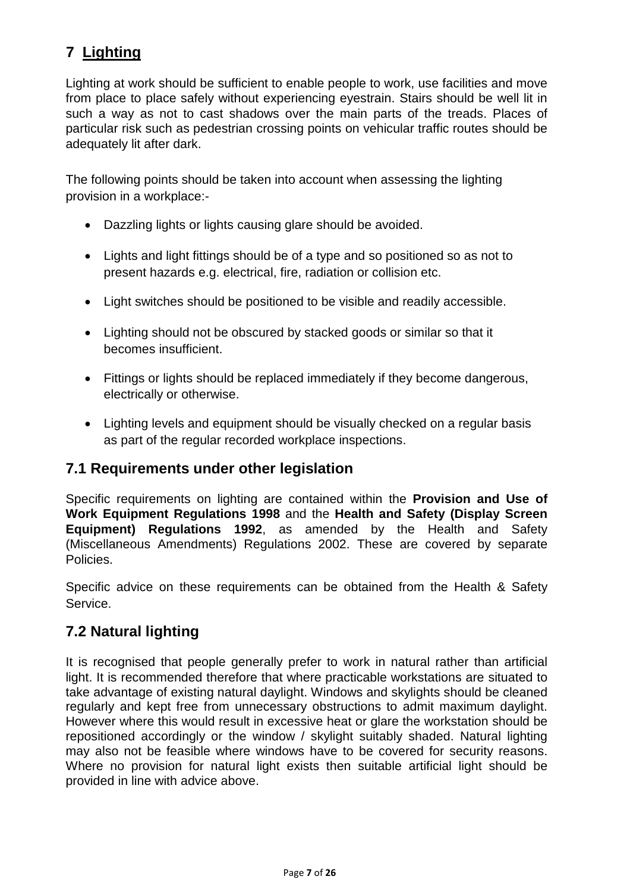# 7 Lighting

Lighting at work should be sufficient to enable people to work, use facilities and move from place to place safely without experiencing eyestrain. Stairs should be well lit in such a way as not to cast shadows over the main parts of the treads. Places of particular risk such as pedestrian crossing points on vehicular traffic routes should be adequately lit after dark.

The following points should be taken into account when assessing the lighting provision in a workplace:-

- Dazzling lights or lights causing glare should be avoided.
- Lights and light fittings should be of a type and so positioned so as not to present hazards e.g. electrical, fire, radiation or collision etc.
- Light switches should be positioned to be visible and readily accessible.
- Lighting should not be obscured by stacked goods or similar so that it becomes insufficient.
- Fittings or lights should be replaced immediately if they become dangerous, electrically or otherwise.
- Lighting levels and equipment should be visually checked on a regular basis as part of the regular recorded workplace inspections.

## 7.1 Requirements under other legislation

Specific requirements on lighting are contained within the **Provision and Use of Work Equipment Regulations 1998** and the **Health and Safety (Display Screen Equipment) Regulations 1992**, as amended by the Health and Safety (Miscellaneous Amendments) Regulations 2002. These are covered by separate Policies.

Specific advice on these requirements can be obtained from the Health & Safety Service.

## 7.2 Natural lighting

It is recognised that people generally prefer to work in natural rather than artificial light. It is recommended therefore that where practicable workstations are situated to take advantage of existing natural daylight. Windows and skylights should be cleaned regularly and kept free from unnecessary obstructions to admit maximum daylight. However where this would result in excessive heat or glare the workstation should be repositioned accordingly or the window / skylight suitably shaded. Natural lighting may also not be feasible where windows have to be covered for security reasons. Where no provision for natural light exists then suitable artificial light should be provided in line with advice above.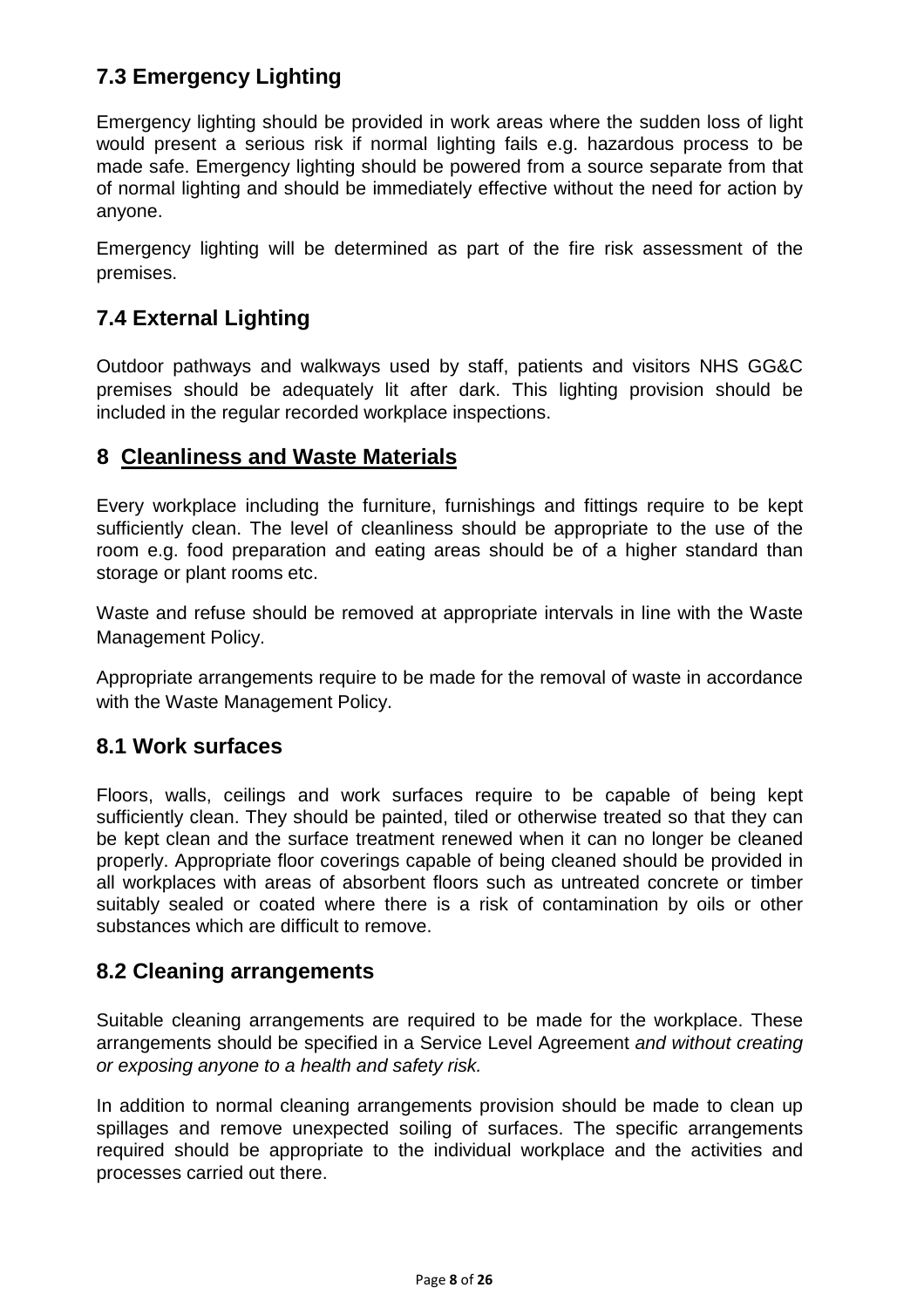## 7.3 Emergency Lighting

Emergency lighting should be provided in work areas where the sudden loss of light would present a serious risk if normal lighting fails e.g. hazardous process to be made safe. Emergency lighting should be powered from a source separate from that of normal lighting and should be immediately effective without the need for action by anyone.

Emergency lighting will be determined as part of the fire risk assessment of the premises.

## 7.4 External Lighting

Outdoor pathways and walkways used by staff, patients and visitors NHS GG&C premises should be adequately lit after dark. This lighting provision should be included in the regular recorded workplace inspections.

# 8 Cleanliness and Waste Materials

Every workplace including the furniture, furnishings and fittings require to be kept sufficiently clean. The level of cleanliness should be appropriate to the use of the room e.g. food preparation and eating areas should be of a higher standard than storage or plant rooms etc.

Waste and refuse should be removed at appropriate intervals in line with the Waste Management Policy.

Appropriate arrangements require to be made for the removal of waste in accordance with the Waste Management Policy.

## 8.1 Work surfaces

Floors, walls, ceilings and work surfaces require to be capable of being kept sufficiently clean. They should be painted, tiled or otherwise treated so that they can be kept clean and the surface treatment renewed when it can no longer be cleaned properly. Appropriate floor coverings capable of being cleaned should be provided in all workplaces with areas of absorbent floors such as untreated concrete or timber suitably sealed or coated where there is a risk of contamination by oils or other substances which are difficult to remove.

## 8.2 Cleaning arrangements

Suitable cleaning arrangements are required to be made for the workplace. These arrangements should be specified in a Service Level Agreement *and without creating or exposing anyone to a health and safety risk.*

In addition to normal cleaning arrangements provision should be made to clean up spillages and remove unexpected soiling of surfaces. The specific arrangements required should be appropriate to the individual workplace and the activities and processes carried out there.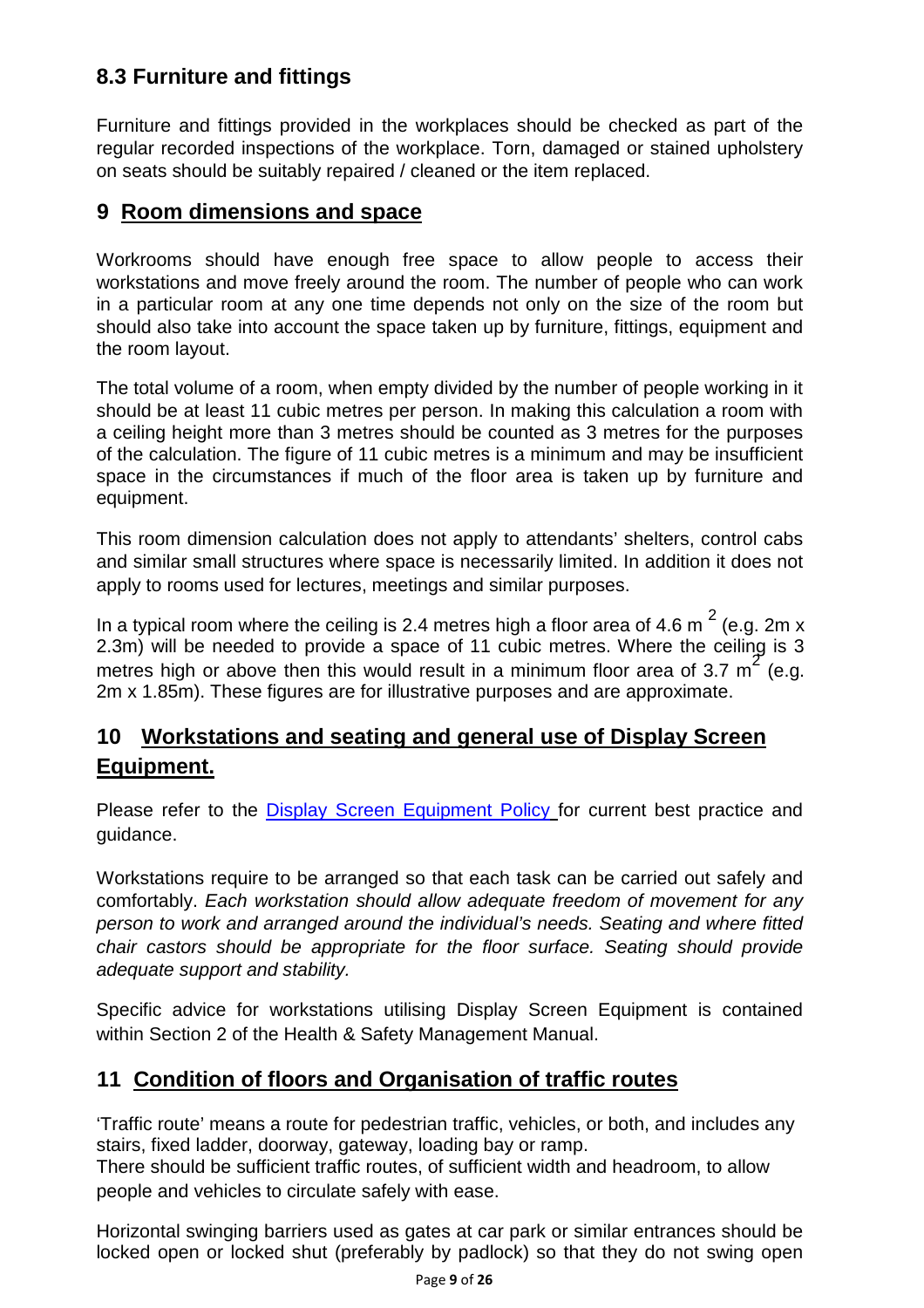### 8.3 Furniture and fittings

Furniture and fittings provided in the workplaces should be checked as part of the regular recorded inspections of the workplace. Torn, damaged or stained upholstery on seats should be suitably repaired / cleaned or the item replaced.

## 9 Room dimensions and space

Workrooms should have enough free space to allow people to access their workstations and move freely around the room. The number of people who can work in a particular room at any one time depends not only on the size of the room but should also take into account the space taken up by furniture, fittings, equipment and the room layout.

The total volume of a room, when empty divided by the number of people working in it should be at least 11 cubic metres per person. In making this calculation a room with a ceiling height more than 3 metres should be counted as 3 metres for the purposes of the calculation. The figure of 11 cubic metres is a minimum and may be insufficient space in the circumstances if much of the floor area is taken up by furniture and equipment.

This room dimension calculation does not apply to attendants' shelters, control cabs and similar small structures where space is necessarily limited. In addition it does not apply to rooms used for lectures, meetings and similar purposes.

In a typical room where the ceiling is 2.4 metres high a floor area of 4.6 $m^2$ (e.g. 2m x 2.3m) will be needed to provide a space of 11 cubic metres. Where the ceiling is 3 metres high or above then this would result in a minimum floor area of 3.7 $m^2$ (e.g. 2m x 1.85m). These figures are for illustrative purposes and are approximate.

## 10 Workstations and seating and general use of Display Screen Equipment.

Please refer to the [Display Screen Equipment Policy](#) for current best practice and guidance.

Workstations require to be arranged so that each task can be carried out safely and comfortably. *Each workstation should allow adequate freedom of movement for any person to work and arranged around the individual's needs. Seating and where fitted chair castors should be appropriate for the floor surface. Seating should provide adequate support and stability.*

Specific advice for workstations utilising Display Screen Equipment is contained within Section 2 of the Health & Safety Management Manual.

## 11 Condition of floors and Organisation of traffic routes

'Traffic route' means a route for pedestrian traffic, vehicles, or both, and includes any stairs, fixed ladder, doorway, gateway, loading bay or ramp.
There should be sufficient traffic routes, of sufficient width and headroom, to allow people and vehicles to circulate safely with ease.

Horizontal swinging barriers used as gates at car park or similar entrances should be locked open or locked shut (preferably by padlock) so that they do not swing open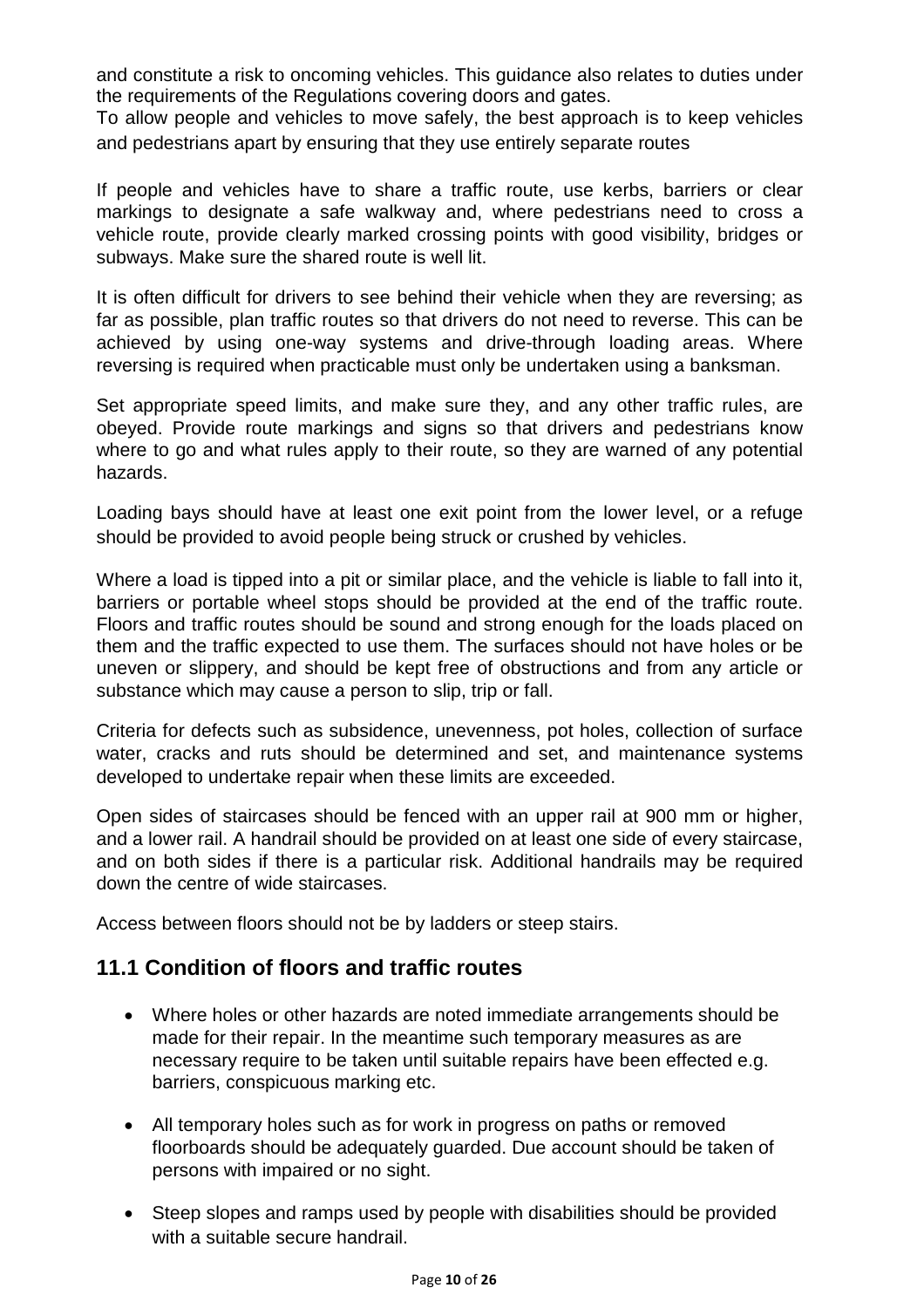and constitute a risk to oncoming vehicles. This guidance also relates to duties under the requirements of the Regulations covering doors and gates.

To allow people and vehicles to move safely, the best approach is to keep vehicles and pedestrians apart by ensuring that they use entirely separate routes

If people and vehicles have to share a traffic route, use kerbs, barriers or clear markings to designate a safe walkway and, where pedestrians need to cross a vehicle route, provide clearly marked crossing points with good visibility, bridges or subways. Make sure the shared route is well lit.

It is often difficult for drivers to see behind their vehicle when they are reversing; as far as possible, plan traffic routes so that drivers do not need to reverse. This can be achieved by using one-way systems and drive-through loading areas. Where reversing is required when practicable must only be undertaken using a banksman.

Set appropriate speed limits, and make sure they, and any other traffic rules, are obeyed. Provide route markings and signs so that drivers and pedestrians know where to go and what rules apply to their route, so they are warned of any potential hazards.

Loading bays should have at least one exit point from the lower level, or a refuge should be provided to avoid people being struck or crushed by vehicles.

Where a load is tipped into a pit or similar place, and the vehicle is liable to fall into it, barriers or portable wheel stops should be provided at the end of the traffic route. Floors and traffic routes should be sound and strong enough for the loads placed on them and the traffic expected to use them. The surfaces should not have holes or be uneven or slippery, and should be kept free of obstructions and from any article or substance which may cause a person to slip, trip or fall.

Criteria for defects such as subsidence, unevenness, pot holes, collection of surface water, cracks and ruts should be determined and set, and maintenance systems developed to undertake repair when these limits are exceeded.

Open sides of staircases should be fenced with an upper rail at 900 mm or higher, and a lower rail. A handrail should be provided on at least one side of every staircase, and on both sides if there is a particular risk. Additional handrails may be required down the centre of wide staircases.

Access between floors should not be by ladders or steep stairs.

## 11.1 Condition of floors and traffic routes

- Where holes or other hazards are noted immediate arrangements should be made for their repair. In the meantime such temporary measures as are necessary require to be taken until suitable repairs have been effected e.g. barriers, conspicuous marking etc.
- All temporary holes such as for work in progress on paths or removed floorboards should be adequately guarded. Due account should be taken of persons with impaired or no sight.
- Steep slopes and ramps used by people with disabilities should be provided with a suitable secure handrail.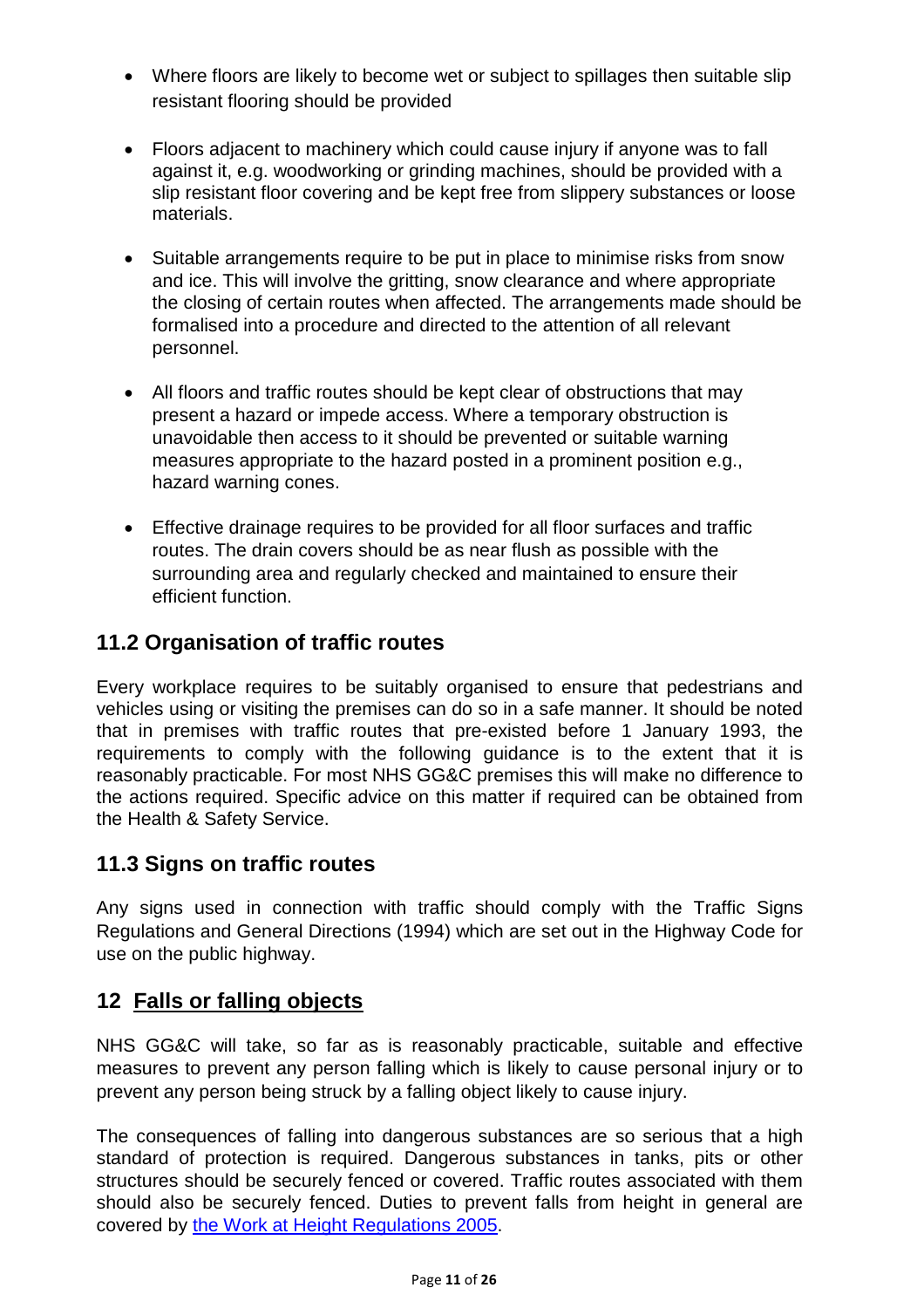- Where floors are likely to become wet or subject to spillages then suitable slip resistant flooring should be provided

- Floors adjacent to machinery which could cause injury if anyone was to fall against it, e.g. woodworking or grinding machines, should be provided with a slip resistant floor covering and be kept free from slippery substances or loose materials.

- Suitable arrangements require to be put in place to minimise risks from snow and ice. This will involve the gritting, snow clearance and where appropriate the closing of certain routes when affected. The arrangements made should be formalised into a procedure and directed to the attention of all relevant personnel.

- All floors and traffic routes should be kept clear of obstructions that may present a hazard or impede access. Where a temporary obstruction is unavoidable then access to it should be prevented or suitable warning measures appropriate to the hazard posted in a prominent position e.g., hazard warning cones.

- Effective drainage requires to be provided for all floor surfaces and traffic routes. The drain covers should be as near flush as possible with the surrounding area and regularly checked and maintained to ensure their efficient function.

## 11.2 Organisation of traffic routes

Every workplace requires to be suitably organised to ensure that pedestrians and vehicles using or visiting the premises can do so in a safe manner. It should be noted that in premises with traffic routes that pre-existed before 1 January 1993, the requirements to comply with the following guidance is to the extent that it is reasonably practicable. For most NHS GG&C premises this will make no difference to the actions required. Specific advice on this matter if required can be obtained from the Health & Safety Service.

## 11.3 Signs on traffic routes

Any signs used in connection with traffic should comply with the Traffic Signs Regulations and General Directions (1994) which are set out in the Highway Code for use on the public highway.

# 12 Falls or falling objects

NHS GG&C will take, so far as is reasonably practicable, suitable and effective measures to prevent any person falling which is likely to cause personal injury or to prevent any person being struck by a falling object likely to cause injury.

The consequences of falling into dangerous substances are so serious that a high standard of protection is required. Dangerous substances in tanks, pits or other structures should be securely fenced or covered. Traffic routes associated with them should also be securely fenced. Duties to prevent falls from height in general are covered by the Work at Height Regulations 2005.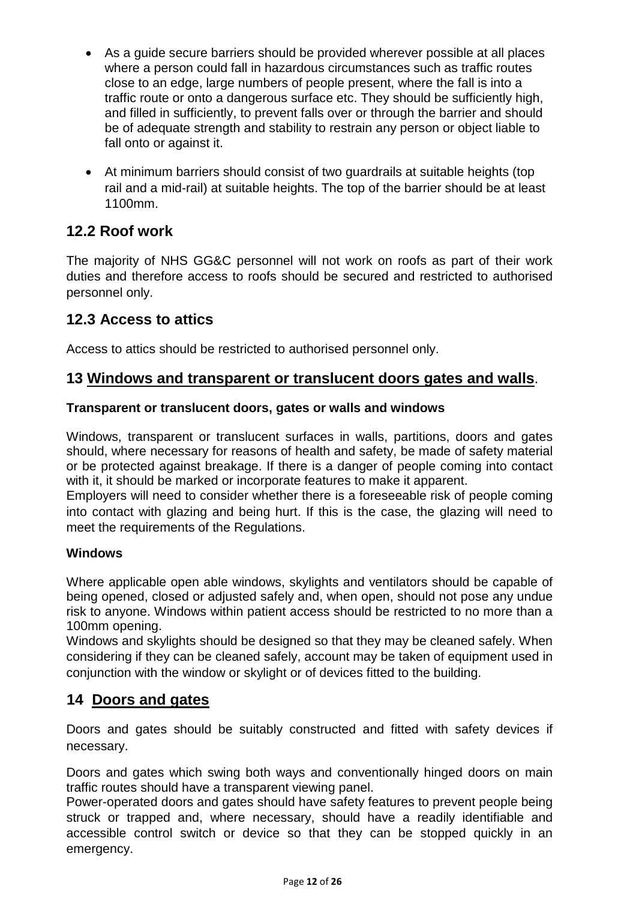- As a guide secure barriers should be provided wherever possible at all places where a person could fall in hazardous circumstances such as traffic routes close to an edge, large numbers of people present, where the fall is into a traffic route or onto a dangerous surface etc. They should be sufficiently high, and filled in sufficiently, to prevent falls over or through the barrier and should be of adequate strength and stability to restrain any person or object liable to fall onto or against it.

- At minimum barriers should consist of two guardrails at suitable heights (top rail and a mid-rail) at suitable heights. The top of the barrier should be at least 1100mm.

## 12.2 Roof work

The majority of NHS GG&C personnel will not work on roofs as part of their work duties and therefore access to roofs should be secured and restricted to authorised personnel only.

## 12.3 Access to attics

Access to attics should be restricted to authorised personnel only.

## 13 <u>Windows and transparent or translucent doors gates and walls</u>.

**Transparent or translucent doors, gates or walls and windows**

Windows, transparent or translucent surfaces in walls, partitions, doors and gates should, where necessary for reasons of health and safety, be made of safety material or be protected against breakage. If there is a danger of people coming into contact with it, it should be marked or incorporate features to make it apparent.
Employers will need to consider whether there is a foreseeable risk of people coming into contact with glazing and being hurt. If this is the case, the glazing will need to meet the requirements of the Regulations.

**Windows**

Where applicable open able windows, skylights and ventilators should be capable of being opened, closed or adjusted safely and, when open, should not pose any undue risk to anyone. Windows within patient access should be restricted to no more than a 100mm opening.
Windows and skylights should be designed so that they may be cleaned safely. When considering if they can be cleaned safely, account may be taken of equipment used in conjunction with the window or skylight or of devices fitted to the building.

## 14 <u>Doors and gates</u>

Doors and gates should be suitably constructed and fitted with safety devices if necessary.

Doors and gates which swing both ways and conventionally hinged doors on main traffic routes should have a transparent viewing panel.
Power-operated doors and gates should have safety features to prevent people being struck or trapped and, where necessary, should have a readily identifiable and accessible control switch or device so that they can be stopped quickly in an emergency.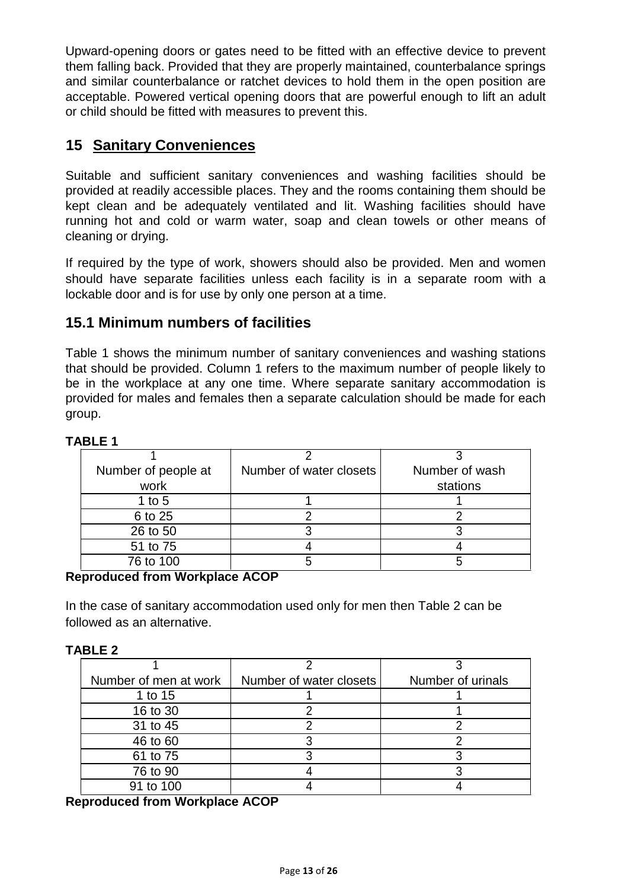Upward-opening doors or gates need to be fitted with an effective device to prevent them falling back. Provided that they are properly maintained, counterbalance springs and similar counterbalance or ratchet devices to hold them in the open position are acceptable. Powered vertical opening doors that are powerful enough to lift an adult or child should be fitted with measures to prevent this.

## 15 Sanitary Conveniences

Suitable and sufficient sanitary conveniences and washing facilities should be provided at readily accessible places. They and the rooms containing them should be kept clean and be adequately ventilated and lit. Washing facilities should have running hot and cold or warm water, soap and clean towels or other means of cleaning or drying.

If required by the type of work, showers should also be provided. Men and women should have separate facilities unless each facility is in a separate room with a lockable door and is for use by only one person at a time.

## 15.1 Minimum numbers of facilities

Table 1 shows the minimum number of sanitary conveniences and washing stations that should be provided. Column 1 refers to the maximum number of people likely to be in the workplace at any one time. Where separate sanitary accommodation is provided for males and females then a separate calculation should be made for each group.

**TABLE 1**

| 1<br>Number of people at work | 2<br>Number of water closets | 3<br>Number of wash stations |
|---|---|---|
| 1 to 5 | 1 | 1 |
| 6 to 25 | 2 | 2 |
| 26 to 50 | 3 | 3 |
| 51 to 75 | 4 | 4 |
| 76 to 100 | 5 | 5 |

**Reproduced from Workplace ACOP**

In the case of sanitary accommodation used only for men then Table 2 can be followed as an alternative.

**TABLE 2**

| 1<br>Number of men at work | 2<br>Number of water closets | 3<br>Number of urinals |
|---|---|---|
| 1 to 15 | 1 | 1 |
| 16 to 30 | 2 | 1 |
| 31 to 45 | 2 | 2 |
| 46 to 60 | 3 | 2 |
| 61 to 75 | 3 | 3 |
| 76 to 90 | 4 | 3 |
| 91 to 100 | 4 | 4 |

**Reproduced from Workplace ACOP**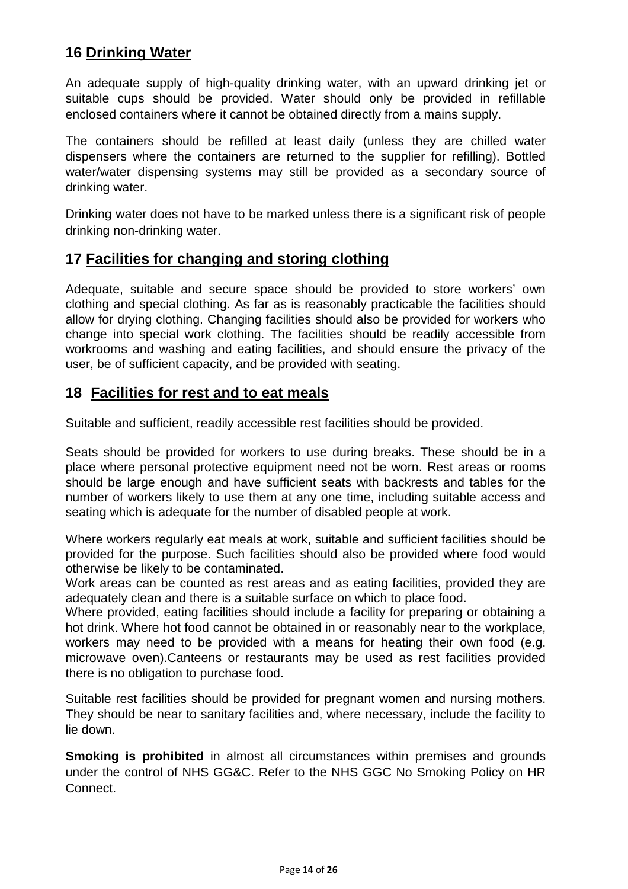## 16 <u>Drinking Water</u>

An adequate supply of high-quality drinking water, with an upward drinking jet or suitable cups should be provided. Water should only be provided in refillable enclosed containers where it cannot be obtained directly from a mains supply.

The containers should be refilled at least daily (unless they are chilled water dispensers where the containers are returned to the supplier for refilling). Bottled water/water dispensing systems may still be provided as a secondary source of drinking water.

Drinking water does not have to be marked unless there is a significant risk of people drinking non-drinking water.

## 17 <u>Facilities for changing and storing clothing</u>

Adequate, suitable and secure space should be provided to store workers' own clothing and special clothing. As far as is reasonably practicable the facilities should allow for drying clothing. Changing facilities should also be provided for workers who change into special work clothing. The facilities should be readily accessible from workrooms and washing and eating facilities, and should ensure the privacy of the user, be of sufficient capacity, and be provided with seating.

## 18 <u>Facilities for rest and to eat meals</u>

Suitable and sufficient, readily accessible rest facilities should be provided.

Seats should be provided for workers to use during breaks. These should be in a place where personal protective equipment need not be worn. Rest areas or rooms should be large enough and have sufficient seats with backrests and tables for the number of workers likely to use them at any one time, including suitable access and seating which is adequate for the number of disabled people at work.

Where workers regularly eat meals at work, suitable and sufficient facilities should be provided for the purpose. Such facilities should also be provided where food would otherwise be likely to be contaminated.
Work areas can be counted as rest areas and as eating facilities, provided they are adequately clean and there is a suitable surface on which to place food.
Where provided, eating facilities should include a facility for preparing or obtaining a hot drink. Where hot food cannot be obtained in or reasonably near to the workplace, workers may need to be provided with a means for heating their own food (e.g. microwave oven).Canteens or restaurants may be used as rest facilities provided there is no obligation to purchase food.

Suitable rest facilities should be provided for pregnant women and nursing mothers. They should be near to sanitary facilities and, where necessary, include the facility to lie down.

**Smoking is prohibited** in almost all circumstances within premises and grounds under the control of NHS GG&C. Refer to the NHS GGC No Smoking Policy on HR Connect.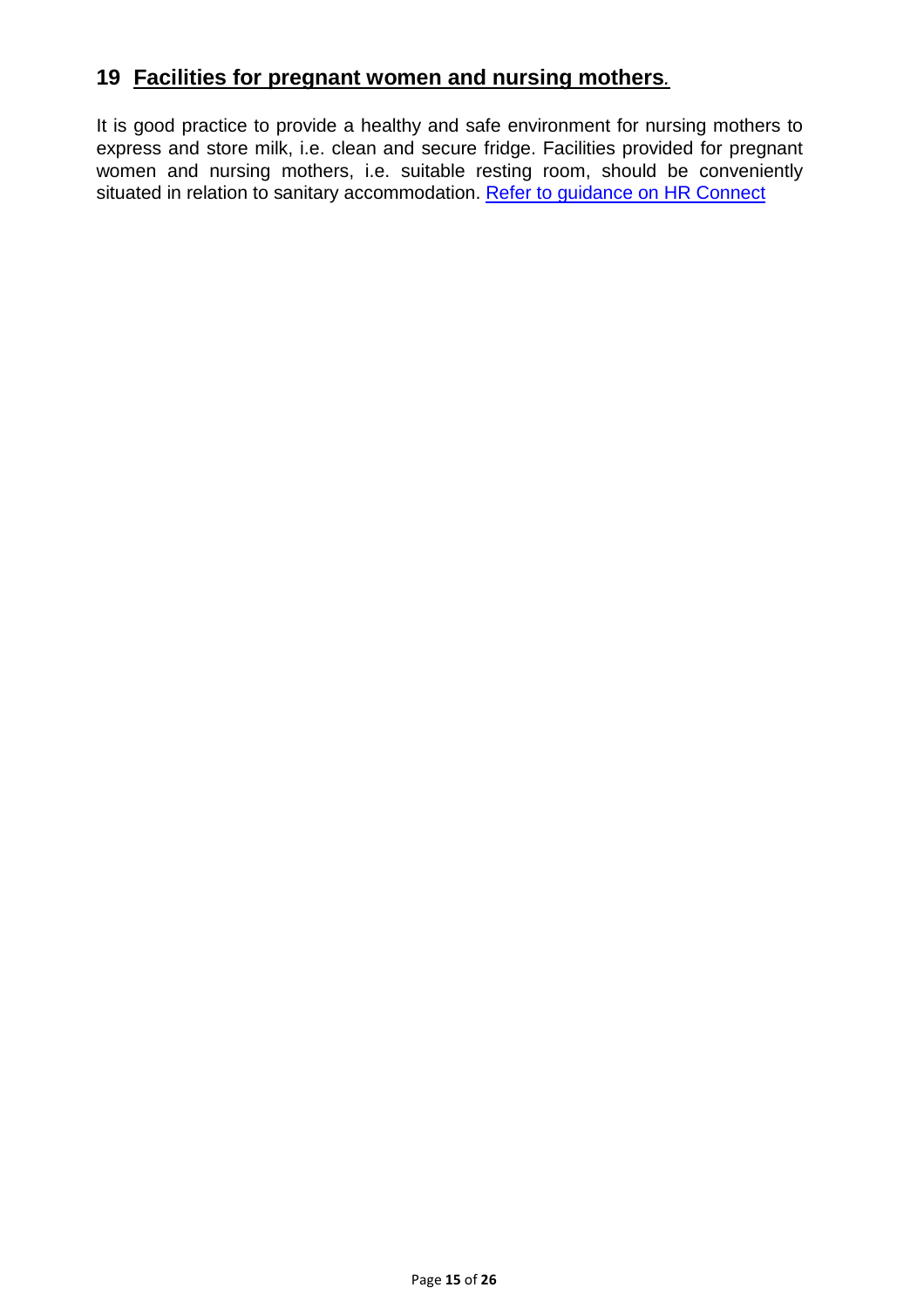## 19 Facilities for pregnant women and nursing mothers.

It is good practice to provide a healthy and safe environment for nursing mothers to express and store milk, i.e. clean and secure fridge. Facilities provided for pregnant women and nursing mothers, i.e. suitable resting room, should be conveniently situated in relation to sanitary accommodation. Refer to guidance on HR Connect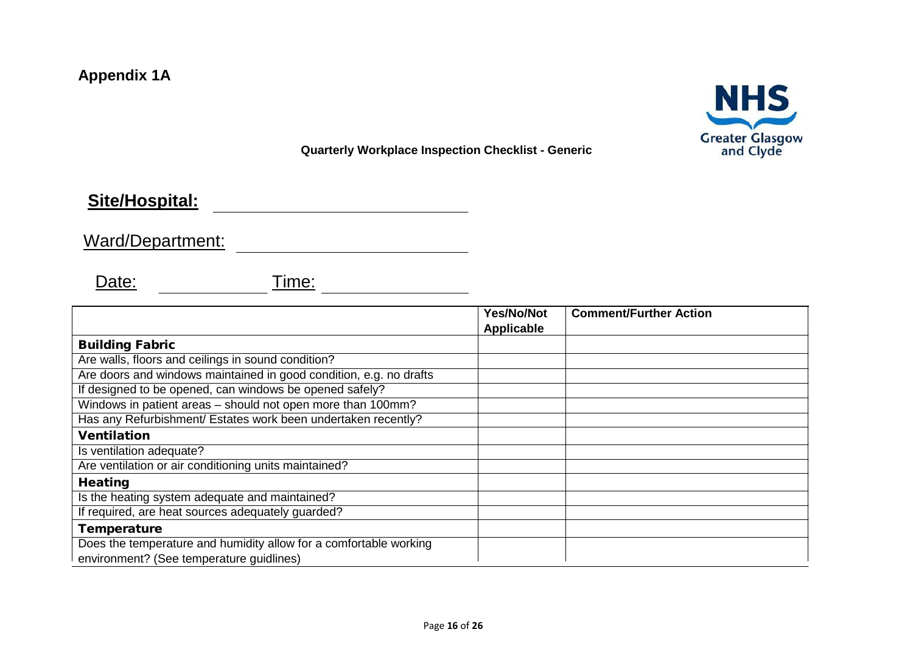**Appendix 1A**

NHS Greater Glasgow and Clyde

**Quarterly Workplace Inspection Checklist - Generic**

**Site/Hospital:** ______________________________

Ward/Department: ______________________________

Date: ______________ Time: ______________

| | Yes/No/Not Applicable | Comment/Further Action |
|---|---|---|
| **Building Fabric** | | |
| Are walls, floors and ceilings in sound condition? | | |
| Are doors and windows maintained in good condition, e.g. no drafts | | |
| If designed to be opened, can windows be opened safely? | | |
| Windows in patient areas – should not open more than 100mm? | | |
| Has any Refurbishment/ Estates work been undertaken recently? | | |
| **Ventilation** | | |
| Is ventilation adequate? | | |
| Are ventilation or air conditioning units maintained? | | |
| **Heating** | | |
| Is the heating system adequate and maintained? | | |
| If required, are heat sources adequately guarded? | | |
| **Temperature** | | |
| Does the temperature and humidity allow for a comfortable working environment? (See temperature guidlines) | | |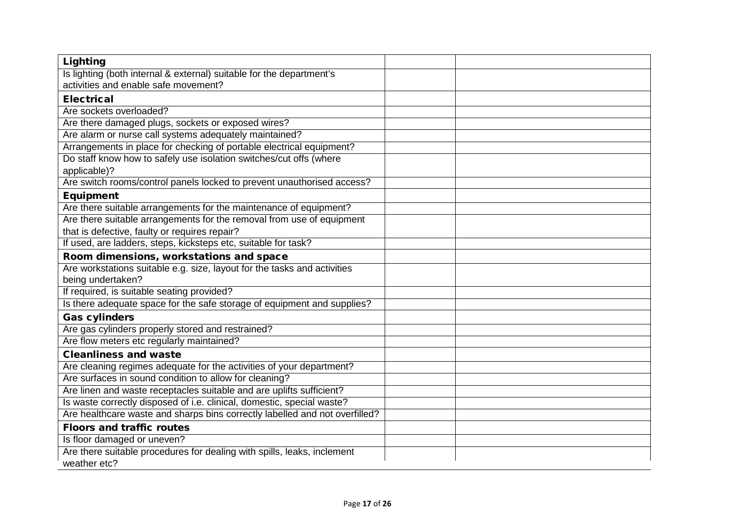| **Lighting** | | |
|---|---|---|
| Is lighting (both internal & external) suitable for the department's activities and enable safe movement? | | |
| **Electrical** | | |
| Are sockets overloaded? | | |
| Are there damaged plugs, sockets or exposed wires? | | |
| Are alarm or nurse call systems adequately maintained? | | |
| Arrangements in place for checking of portable electrical equipment? | | |
| Do staff know how to safely use isolation switches/cut offs (where applicable)? | | |
| Are switch rooms/control panels locked to prevent unauthorised access? | | |
| **Equipment** | | |
| Are there suitable arrangements for the maintenance of equipment? | | |
| Are there suitable arrangements for the removal from use of equipment that is defective, faulty or requires repair? | | |
| If used, are ladders, steps, kicksteps etc, suitable for task? | | |
| **Room dimensions, workstations and space** | | |
| Are workstations suitable e.g. size, layout for the tasks and activities being undertaken? | | |
| If required, is suitable seating provided? | | |
| Is there adequate space for the safe storage of equipment and supplies? | | |
| **Gas cylinders** | | |
| Are gas cylinders properly stored and restrained? | | |
| Are flow meters etc regularly maintained? | | |
| **Cleanliness and waste** | | |
| Are cleaning regimes adequate for the activities of your department? | | |
| Are surfaces in sound condition to allow for cleaning? | | |
| Are linen and waste receptacles suitable and are uplifts sufficient? | | |
| Is waste correctly disposed of i.e. clinical, domestic, special waste? | | |
| Are healthcare waste and sharps bins correctly labelled and not overfilled? | | |
| **Floors and traffic routes** | | |
| Is floor damaged or uneven? | | |
| Are there suitable procedures for dealing with spills, leaks, inclement weather etc? | | |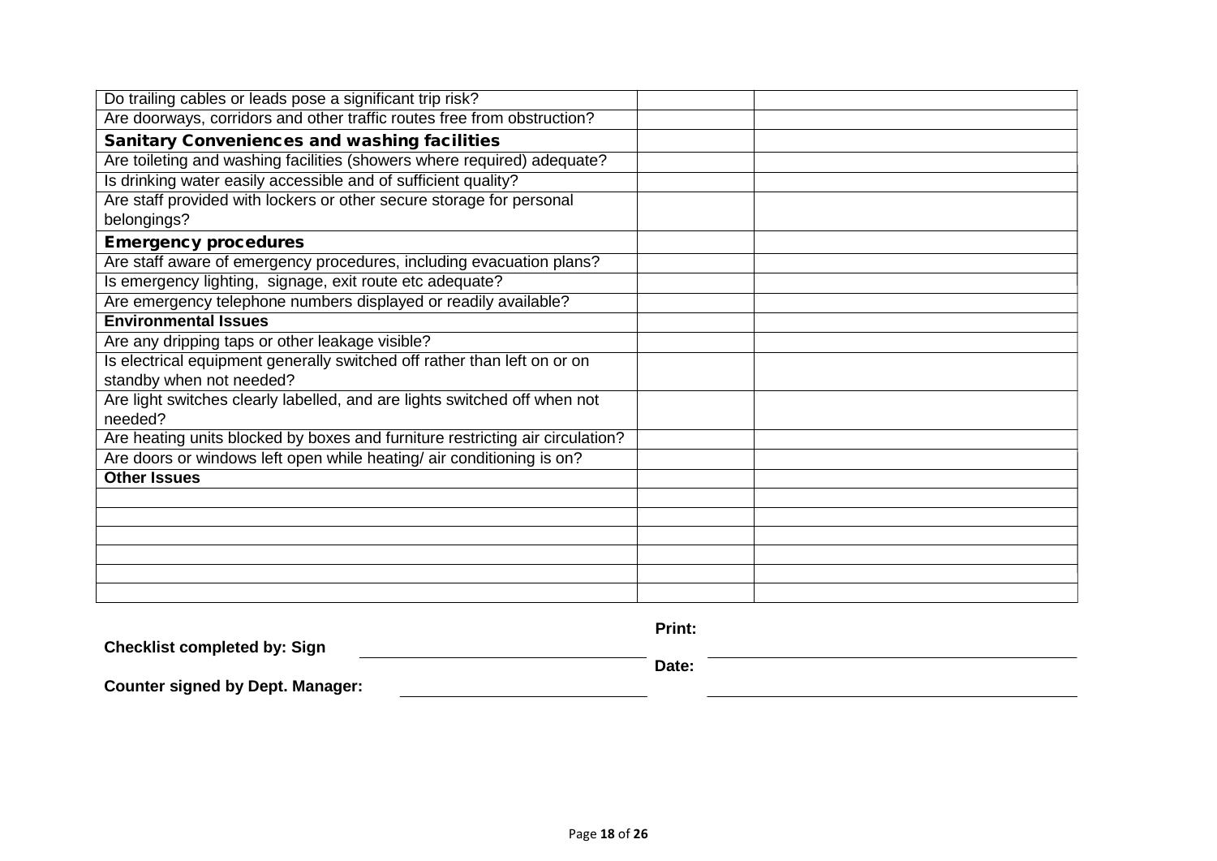| | | |
|---|---|---|
| Do trailing cables or leads pose a significant trip risk? | | |
| Are doorways, corridors and other traffic routes free from obstruction? | | |
| **Sanitary Conveniences and washing facilities** | | |
| Are toileting and washing facilities (showers where required) adequate? | | |
| Is drinking water easily accessible and of sufficient quality? | | |
| Are staff provided with lockers or other secure storage for personal belongings? | | |
| **Emergency procedures** | | |
| Are staff aware of emergency procedures, including evacuation plans? | | |
| Is emergency lighting, signage, exit route etc adequate? | | |
| Are emergency telephone numbers displayed or readily available? | | |
| **Environmental Issues** | | |
| Are any dripping taps or other leakage visible? | | |
| Is electrical equipment generally switched off rather than left on or on standby when not needed? | | |
| Are light switches clearly labelled, and are lights switched off when not needed? | | |
| Are heating units blocked by boxes and furniture restricting air circulation? | | |
| Are doors or windows left open while heating/ air conditioning is on? | | |
| **Other Issues** | | |
| | | |
| | | |
| | | |
| | | |
| | | |
| | | |

**Checklist completed by: Sign** ______________________ **Print:** ______________________

**Counter signed by Dept. Manager:** ______________________ **Date:** ______________________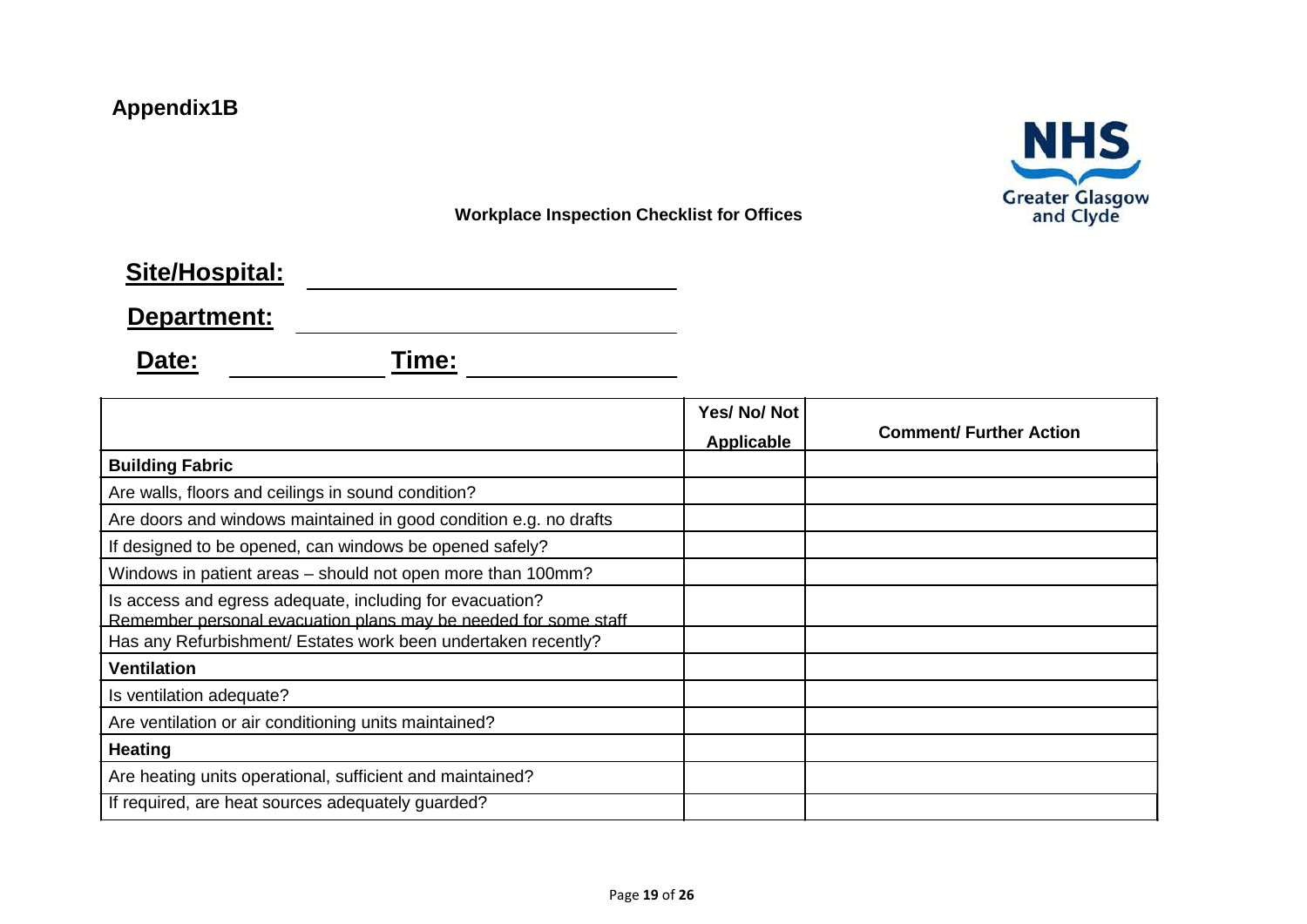**Appendix1B**

NHS Greater Glasgow and Clyde

**Workplace Inspection Checklist for Offices**

**Site/Hospital:** ______________________________

**Department:** ______________________________

**Date:** ____________ **Time:** ______________

| | Yes/ No/ Not Applicable | Comment/ Further Action |
|---|---|---|
| **Building Fabric** | | |
| Are walls, floors and ceilings in sound condition? | | |
| Are doors and windows maintained in good condition e.g. no drafts | | |
| If designed to be opened, can windows be opened safely? | | |
| Windows in patient areas – should not open more than 100mm? | | |
| Is access and egress adequate, including for evacuation? Remember personal evacuation plans may be needed for some staff | | |
| Has any Refurbishment/ Estates work been undertaken recently? | | |
| **Ventilation** | | |
| Is ventilation adequate? | | |
| Are ventilation or air conditioning units maintained? | | |
| **Heating** | | |
| Are heating units operational, sufficient and maintained? | | |
| If required, are heat sources adequately guarded? | | |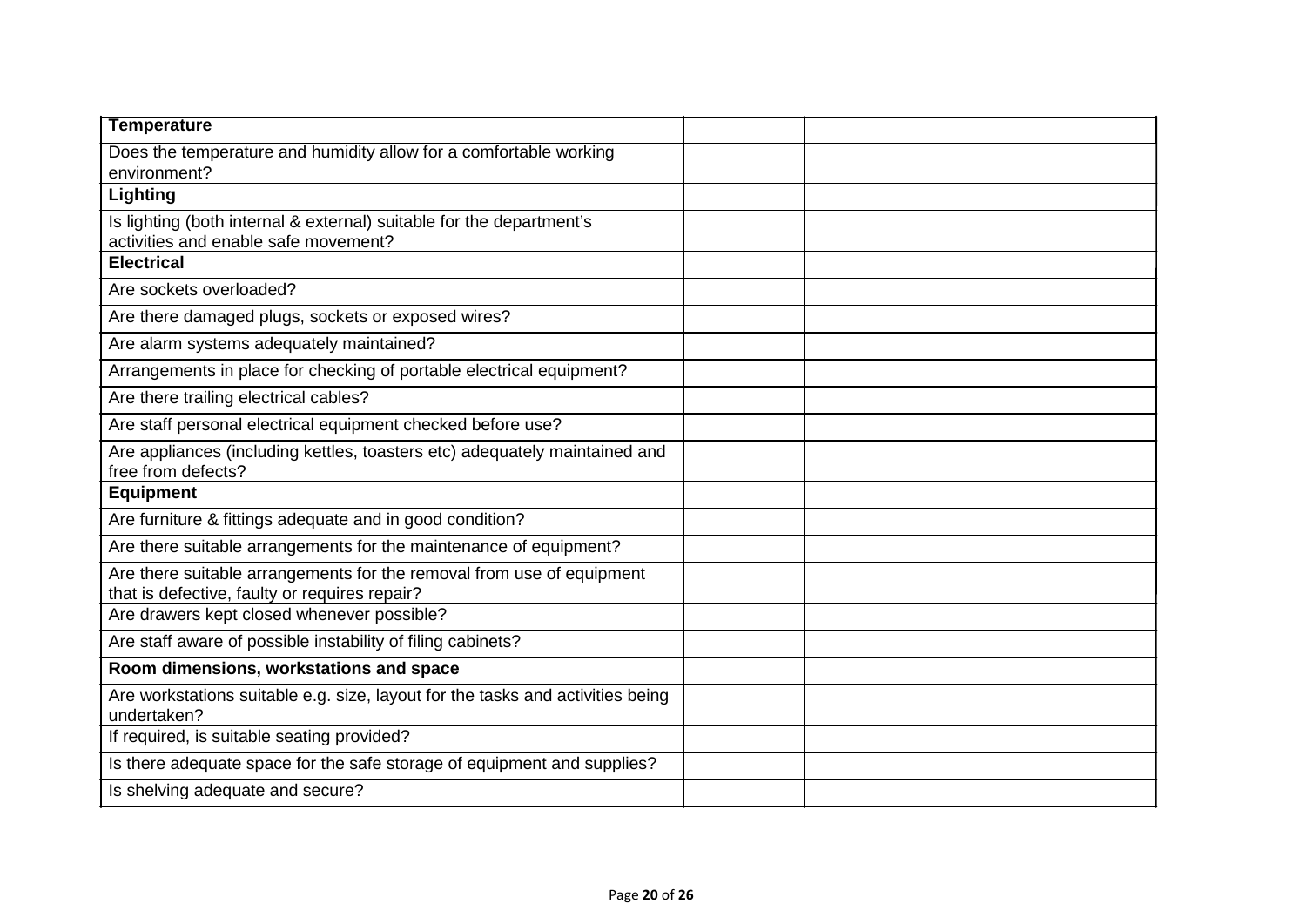| **Temperature** | | |
|---|---|---|
| Does the temperature and humidity allow for a comfortable working environment? | | |
| **Lighting** | | |
| Is lighting (both internal & external) suitable for the department's activities and enable safe movement? | | |
| **Electrical** | | |
| Are sockets overloaded? | | |
| Are there damaged plugs, sockets or exposed wires? | | |
| Are alarm systems adequately maintained? | | |
| Arrangements in place for checking of portable electrical equipment? | | |
| Are there trailing electrical cables? | | |
| Are staff personal electrical equipment checked before use? | | |
| Are appliances (including kettles, toasters etc) adequately maintained and free from defects? | | |
| **Equipment** | | |
| Are furniture & fittings adequate and in good condition? | | |
| Are there suitable arrangements for the maintenance of equipment? | | |
| Are there suitable arrangements for the removal from use of equipment that is defective, faulty or requires repair? | | |
| Are drawers kept closed whenever possible? | | |
| Are staff aware of possible instability of filing cabinets? | | |
| **Room dimensions, workstations and space** | | |
| Are workstations suitable e.g. size, layout for the tasks and activities being undertaken? | | |
| If required, is suitable seating provided? | | |
| Is there adequate space for the safe storage of equipment and supplies? | | |
| Is shelving adequate and secure? | | |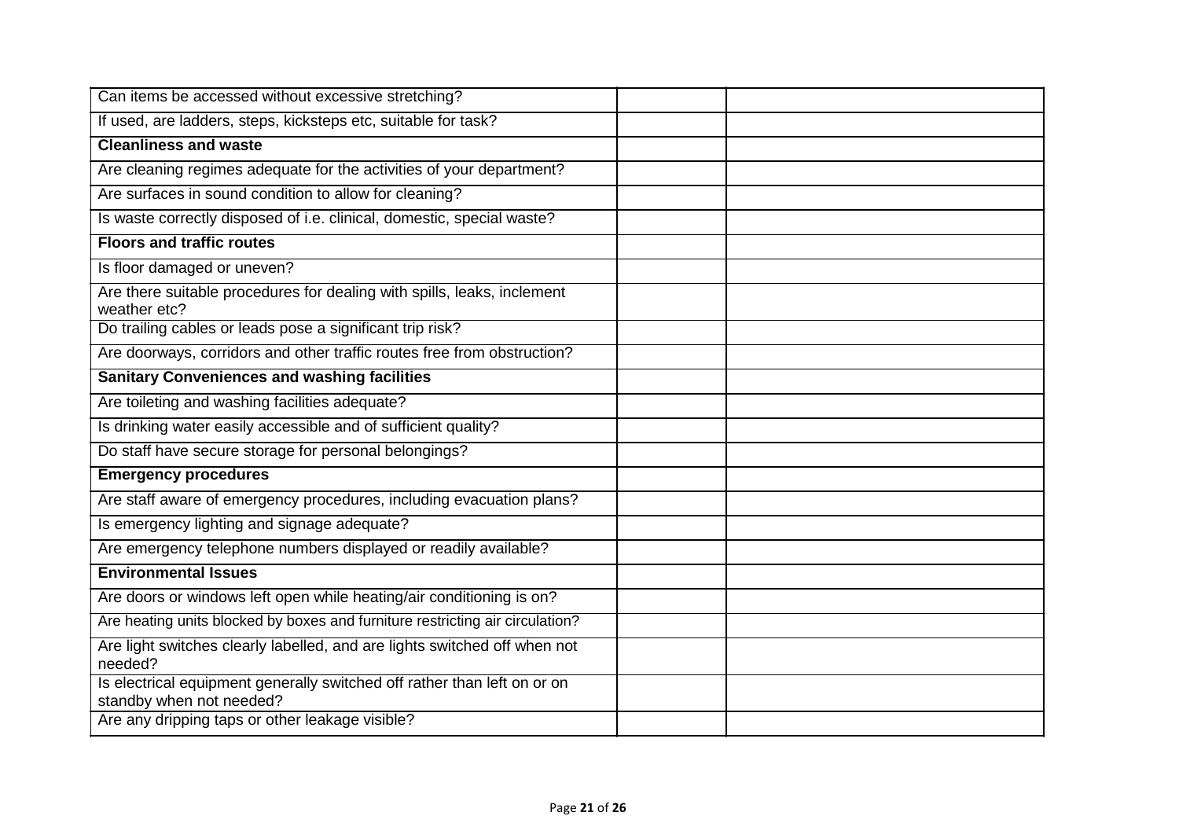| | | |
|---|---|---|
| Can items be accessed without excessive stretching? | | |
| If used, are ladders, steps, kicksteps etc, suitable for task? | | |
| **Cleanliness and waste** | | |
| Are cleaning regimes adequate for the activities of your department? | | |
| Are surfaces in sound condition to allow for cleaning? | | |
| Is waste correctly disposed of i.e. clinical, domestic, special waste? | | |
| **Floors and traffic routes** | | |
| Is floor damaged or uneven? | | |
| Are there suitable procedures for dealing with spills, leaks, inclement weather etc? | | |
| Do trailing cables or leads pose a significant trip risk? | | |
| Are doorways, corridors and other traffic routes free from obstruction? | | |
| **Sanitary Conveniences and washing facilities** | | |
| Are toileting and washing facilities adequate? | | |
| Is drinking water easily accessible and of sufficient quality? | | |
| Do staff have secure storage for personal belongings? | | |
| **Emergency procedures** | | |
| Are staff aware of emergency procedures, including evacuation plans? | | |
| Is emergency lighting and signage adequate? | | |
| Are emergency telephone numbers displayed or readily available? | | |
| **Environmental Issues** | | |
| Are doors or windows left open while heating/air conditioning is on? | | |
| Are heating units blocked by boxes and furniture restricting air circulation? | | |
| Are light switches clearly labelled, and are lights switched off when not needed? | | |
| Is electrical equipment generally switched off rather than left on or on standby when not needed? | | |
| Are any dripping taps or other leakage visible? | | |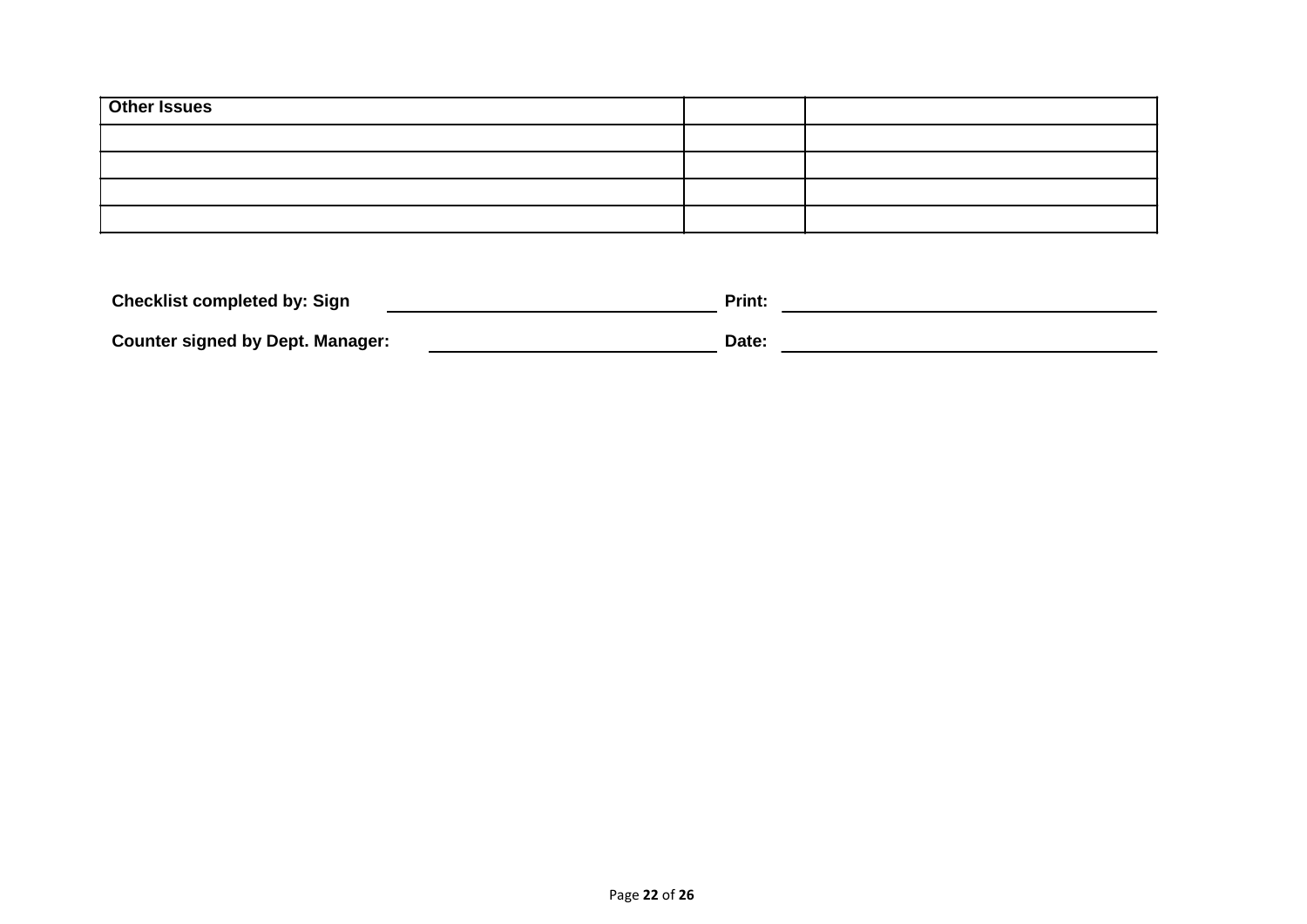| **Other Issues** | | |
|---|---|---|
| | | |
| | | |
| | | |
| | | |

**Checklist completed by: Sign** \_\_\_\_\_\_\_\_\_\_\_\_\_\_\_\_\_\_\_\_\_\_\_\_\_\_\_\_ **Print:** \_\_\_\_\_\_\_\_\_\_\_\_\_\_\_\_\_\_\_\_\_\_\_\_\_\_\_\_

**Counter signed by Dept. Manager:** \_\_\_\_\_\_\_\_\_\_\_\_\_\_\_\_\_\_\_\_\_\_\_\_\_\_\_\_ **Date:** \_\_\_\_\_\_\_\_\_\_\_\_\_\_\_\_\_\_\_\_\_\_\_\_\_\_\_\_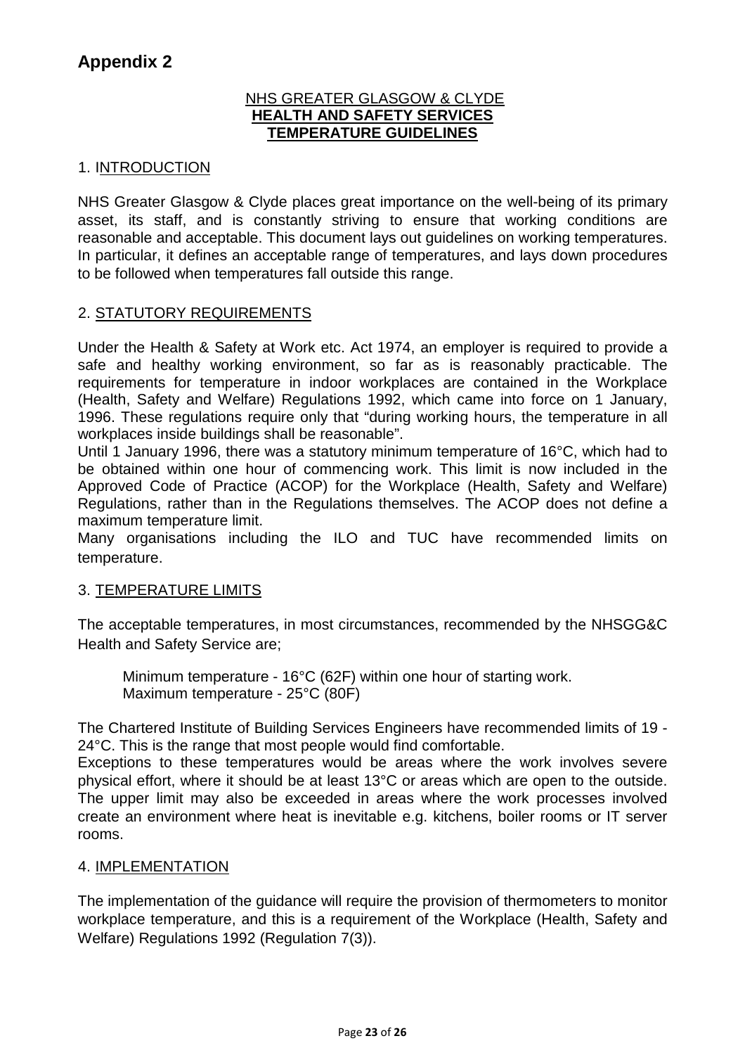# Appendix 2

NHS GREATER GLASGOW & CLYDE
**HEALTH AND SAFETY SERVICES**
**TEMPERATURE GUIDELINES**

## 1. INTRODUCTION

NHS Greater Glasgow & Clyde places great importance on the well-being of its primary asset, its staff, and is constantly striving to ensure that working conditions are reasonable and acceptable. This document lays out guidelines on working temperatures. In particular, it defines an acceptable range of temperatures, and lays down procedures to be followed when temperatures fall outside this range.

## 2. STATUTORY REQUIREMENTS

Under the Health & Safety at Work etc. Act 1974, an employer is required to provide a safe and healthy working environment, so far as is reasonably practicable. The requirements for temperature in indoor workplaces are contained in the Workplace (Health, Safety and Welfare) Regulations 1992, which came into force on 1 January, 1996. These regulations require only that "during working hours, the temperature in all workplaces inside buildings shall be reasonable".

Until 1 January 1996, there was a statutory minimum temperature of 16°C, which had to be obtained within one hour of commencing work. This limit is now included in the Approved Code of Practice (ACOP) for the Workplace (Health, Safety and Welfare) Regulations, rather than in the Regulations themselves. The ACOP does not define a maximum temperature limit.

Many organisations including the ILO and TUC have recommended limits on temperature.

## 3. TEMPERATURE LIMITS

The acceptable temperatures, in most circumstances, recommended by the NHSGG&C Health and Safety Service are;

Minimum temperature - 16°C (62F) within one hour of starting work.
Maximum temperature - 25°C (80F)

The Chartered Institute of Building Services Engineers have recommended limits of 19 - 24°C. This is the range that most people would find comfortable.

Exceptions to these temperatures would be areas where the work involves severe physical effort, where it should be at least 13°C or areas which are open to the outside. The upper limit may also be exceeded in areas where the work processes involved create an environment where heat is inevitable e.g. kitchens, boiler rooms or IT server rooms.

## 4. IMPLEMENTATION

The implementation of the guidance will require the provision of thermometers to monitor workplace temperature, and this is a requirement of the Workplace (Health, Safety and Welfare) Regulations 1992 (Regulation 7(3)).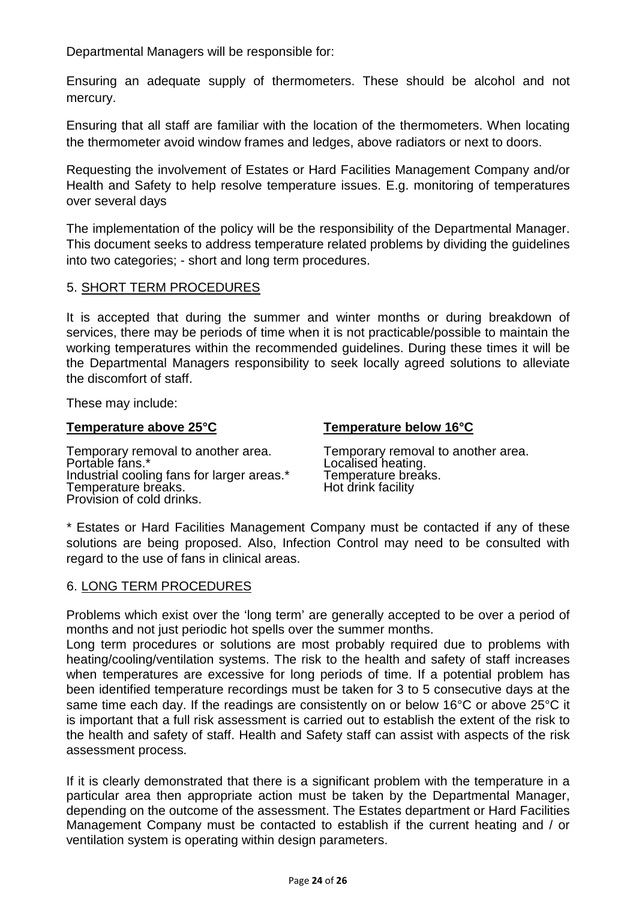Departmental Managers will be responsible for:

Ensuring an adequate supply of thermometers. These should be alcohol and not mercury.

Ensuring that all staff are familiar with the location of the thermometers. When locating the thermometer avoid window frames and ledges, above radiators or next to doors.

Requesting the involvement of Estates or Hard Facilities Management Company and/or Health and Safety to help resolve temperature issues. E.g. monitoring of temperatures over several days

The implementation of the policy will be the responsibility of the Departmental Manager. This document seeks to address temperature related problems by dividing the guidelines into two categories; - short and long term procedures.

## 5. SHORT TERM PROCEDURES

It is accepted that during the summer and winter months or during breakdown of services, there may be periods of time when it is not practicable/possible to maintain the working temperatures within the recommended guidelines. During these times it will be the Departmental Managers responsibility to seek locally agreed solutions to alleviate the discomfort of staff.

These may include:

| **Temperature above 25°C** | **Temperature below 16°C** |
|---|---|
| Temporary removal to another area. | Temporary removal to another area. |
| Portable fans.* | Localised heating. |
| Industrial cooling fans for larger areas.* | Temperature breaks. |
| Temperature breaks. | Hot drink facility |
| Provision of cold drinks. | |

* Estates or Hard Facilities Management Company must be contacted if any of these solutions are being proposed. Also, Infection Control may need to be consulted with regard to the use of fans in clinical areas.

## 6. LONG TERM PROCEDURES

Problems which exist over the 'long term' are generally accepted to be over a period of months and not just periodic hot spells over the summer months.

Long term procedures or solutions are most probably required due to problems with heating/cooling/ventilation systems. The risk to the health and safety of staff increases when temperatures are excessive for long periods of time. If a potential problem has been identified temperature recordings must be taken for 3 to 5 consecutive days at the same time each day. If the readings are consistently on or below 16°C or above 25°C it is important that a full risk assessment is carried out to establish the extent of the risk to the health and safety of staff. Health and Safety staff can assist with aspects of the risk assessment process.

If it is clearly demonstrated that there is a significant problem with the temperature in a particular area then appropriate action must be taken by the Departmental Manager, depending on the outcome of the assessment. The Estates department or Hard Facilities Management Company must be contacted to establish if the current heating and / or ventilation system is operating within design parameters.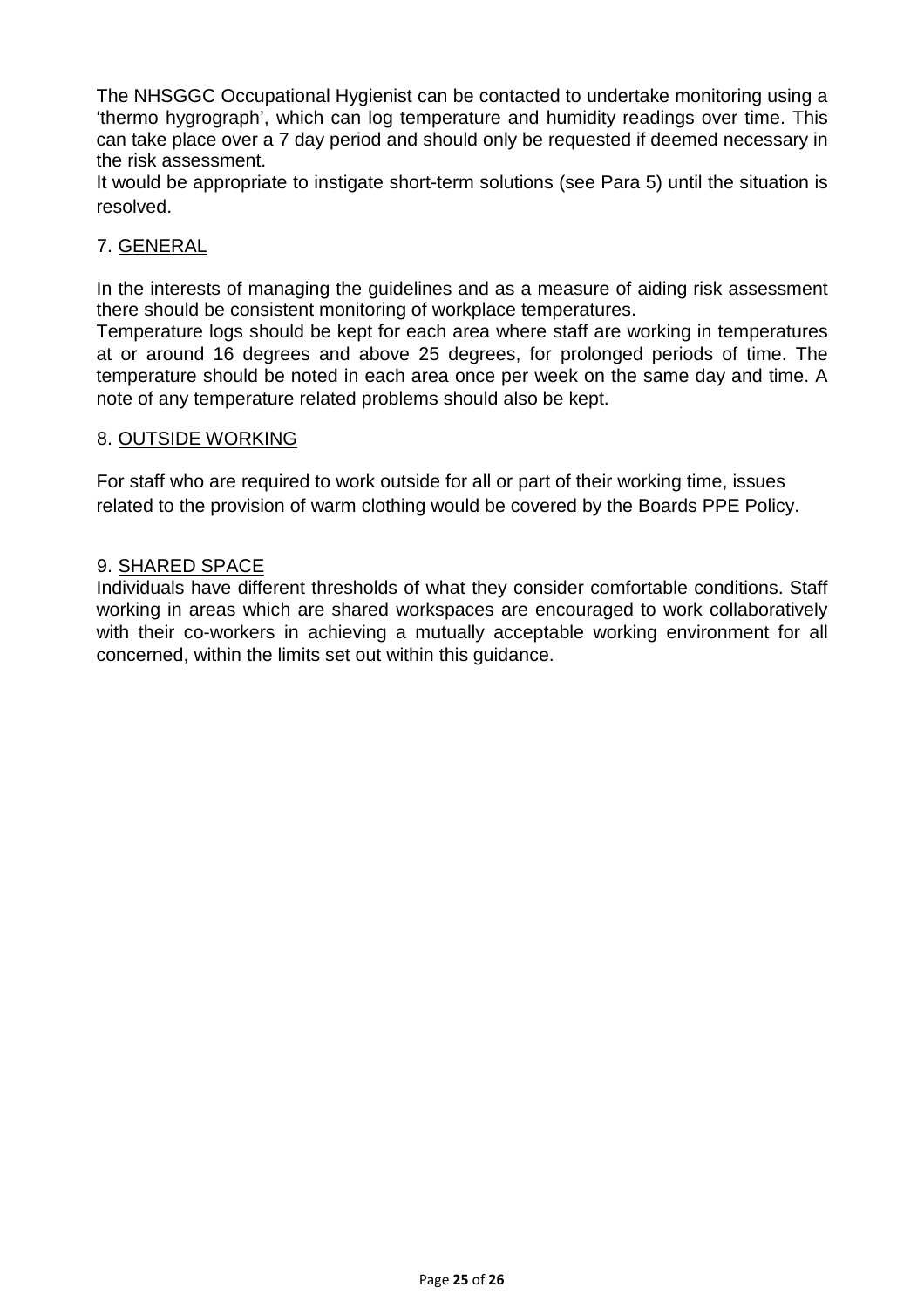The NHSGGC Occupational Hygienist can be contacted to undertake monitoring using a 'thermo hygrograph', which can log temperature and humidity readings over time. This can take place over a 7 day period and should only be requested if deemed necessary in the risk assessment.

It would be appropriate to instigate short-term solutions (see Para 5) until the situation is resolved.

## 7. GENERAL

In the interests of managing the guidelines and as a measure of aiding risk assessment there should be consistent monitoring of workplace temperatures.

Temperature logs should be kept for each area where staff are working in temperatures at or around 16 degrees and above 25 degrees, for prolonged periods of time. The temperature should be noted in each area once per week on the same day and time. A note of any temperature related problems should also be kept.

## 8. OUTSIDE WORKING

For staff who are required to work outside for all or part of their working time, issues related to the provision of warm clothing would be covered by the Boards PPE Policy.

## 9. SHARED SPACE

Individuals have different thresholds of what they consider comfortable conditions. Staff working in areas which are shared workspaces are encouraged to work collaboratively with their co-workers in achieving a mutually acceptable working environment for all concerned, within the limits set out within this guidance.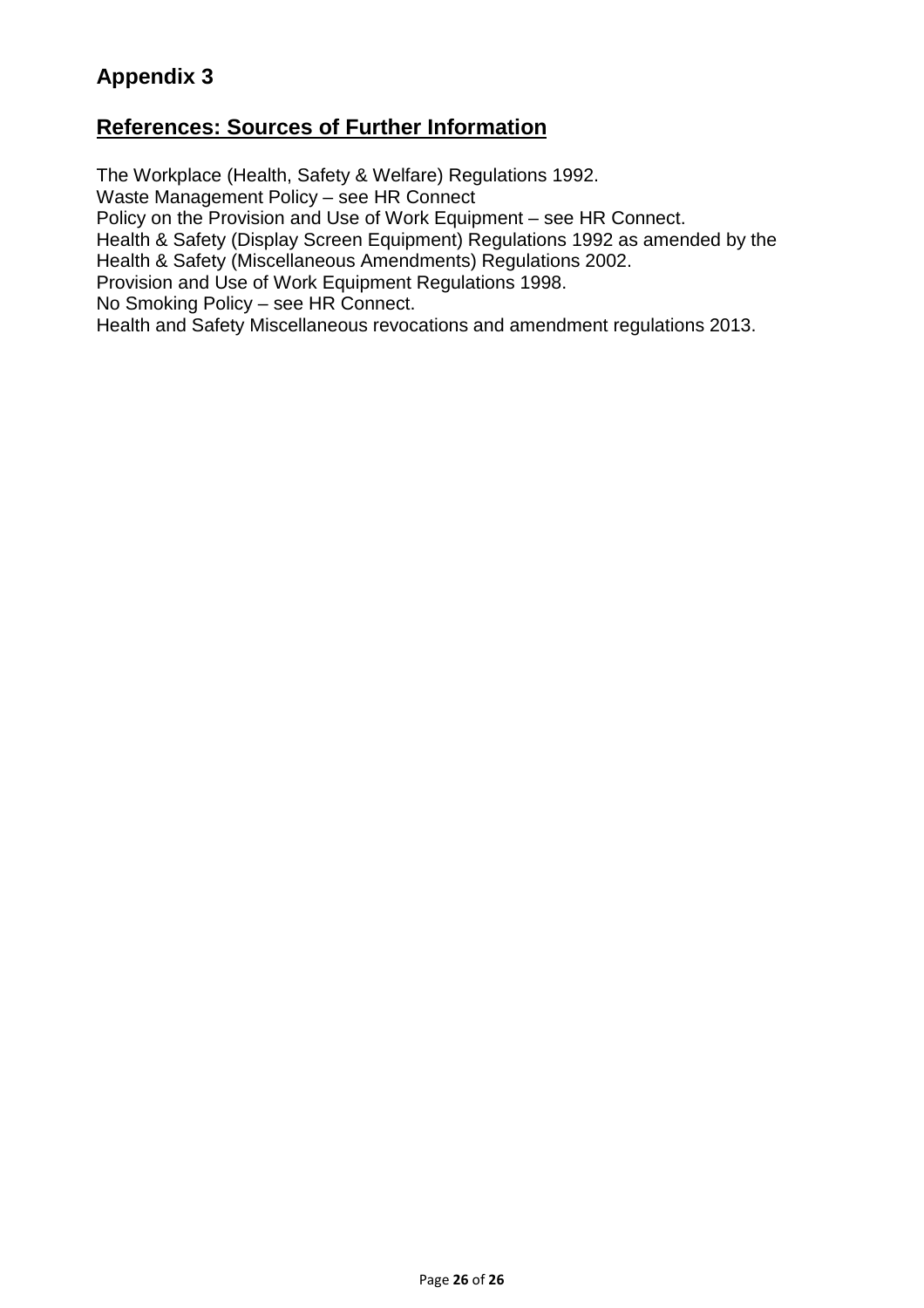## Appendix 3

## References: Sources of Further Information

The Workplace (Health, Safety & Welfare) Regulations 1992.
Waste Management Policy – see HR Connect
Policy on the Provision and Use of Work Equipment – see HR Connect.
Health & Safety (Display Screen Equipment) Regulations 1992 as amended by the Health & Safety (Miscellaneous Amendments) Regulations 2002.
Provision and Use of Work Equipment Regulations 1998.
No Smoking Policy – see HR Connect.
Health and Safety Miscellaneous revocations and amendment regulations 2013.